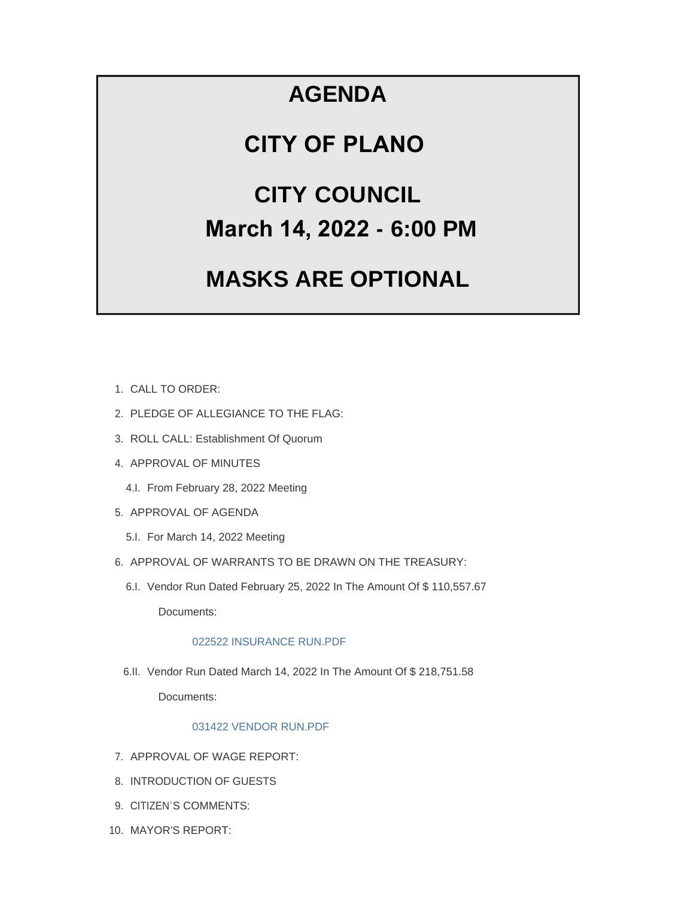# AGENDA

# CITY OF PLANO

# CITY COUNCIL

# March 14, 2022 - 6:00 PM

# MASKS ARE OPTIONAL

1. CALL TO ORDER:
2. PLEDGE OF ALLEGIANCE TO THE FLAG:
3. ROLL CALL: Establishment Of Quorum
4. APPROVAL OF MINUTES
   - 4.I. From February 28, 2022 Meeting
5. APPROVAL OF AGENDA
   - 5.I. For March 14, 2022 Meeting
6. APPROVAL OF WARRANTS TO BE DRAWN ON THE TREASURY:
   - 6.I. Vendor Run Dated February 25, 2022 In The Amount Of $ 110,557.67

     Documents:

     022522 INSURANCE RUN.PDF

   - 6.II. Vendor Run Dated March 14, 2022 In The Amount Of $ 218,751.58

     Documents:

     031422 VENDOR RUN.PDF

7. APPROVAL OF WAGE REPORT:
8. INTRODUCTION OF GUESTS
9. CITIZEN'S COMMENTS:
10. MAYOR'S REPORT: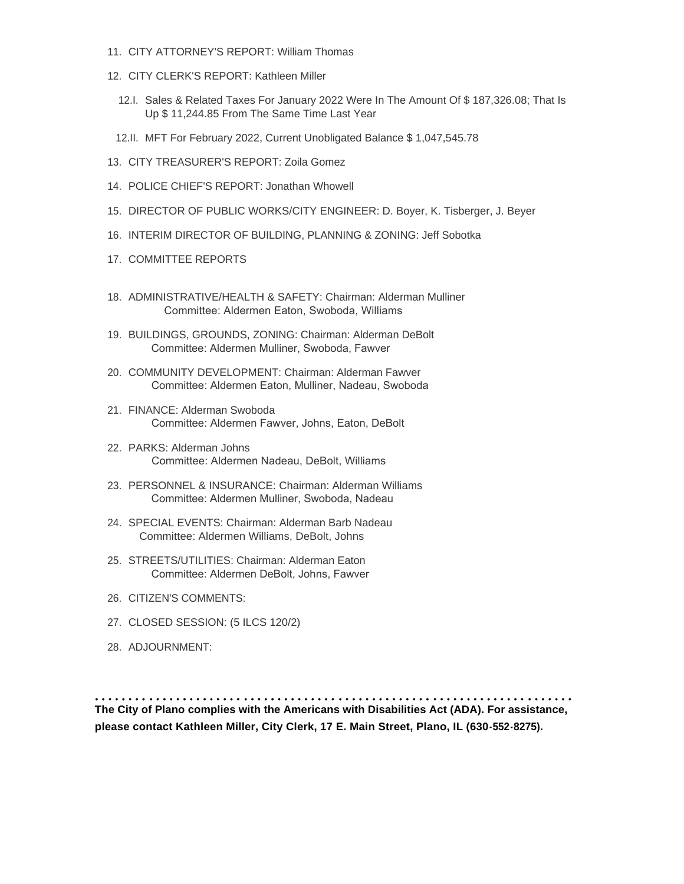11. CITY ATTORNEY'S REPORT: William Thomas

12. CITY CLERK'S REPORT: Kathleen Miller

    12.I. Sales & Related Taxes For January 2022 Were In The Amount Of $ 187,326.08; That Is Up $ 11,244.85 From The Same Time Last Year

    12.II. MFT For February 2022, Current Unobligated Balance $ 1,047,545.78

13. CITY TREASURER'S REPORT: Zoila Gomez

14. POLICE CHIEF'S REPORT: Jonathan Whowell

15. DIRECTOR OF PUBLIC WORKS/CITY ENGINEER: D. Boyer, K. Tisberger, J. Beyer

16. INTERIM DIRECTOR OF BUILDING, PLANNING & ZONING: Jeff Sobotka

17. COMMITTEE REPORTS

18. ADMINISTRATIVE/HEALTH & SAFETY: Chairman: Alderman Mulliner
    Committee: Aldermen Eaton, Swoboda, Williams

19. BUILDINGS, GROUNDS, ZONING: Chairman: Alderman DeBolt
    Committee: Aldermen Mulliner, Swoboda, Fawver

20. COMMUNITY DEVELOPMENT: Chairman: Alderman Fawver
    Committee: Aldermen Eaton, Mulliner, Nadeau, Swoboda

21. FINANCE: Alderman Swoboda
    Committee: Aldermen Fawver, Johns, Eaton, DeBolt

22. PARKS: Alderman Johns
    Committee: Aldermen Nadeau, DeBolt, Williams

23. PERSONNEL & INSURANCE: Chairman: Alderman Williams
    Committee: Aldermen Mulliner, Swoboda, Nadeau

24. SPECIAL EVENTS: Chairman: Alderman Barb Nadeau
    Committee: Aldermen Williams, DeBolt, Johns

25. STREETS/UTILITIES: Chairman: Alderman Eaton
    Committee: Aldermen DeBolt, Johns, Fawver

26. CITIZEN'S COMMENTS:

27. CLOSED SESSION: (5 ILCS 120/2)

28. ADJOURNMENT:

**The City of Plano complies with the Americans with Disabilities Act (ADA). For assistance, please contact Kathleen Miller, City Clerk, 17 E. Main Street, Plano, IL (630-552-8275).**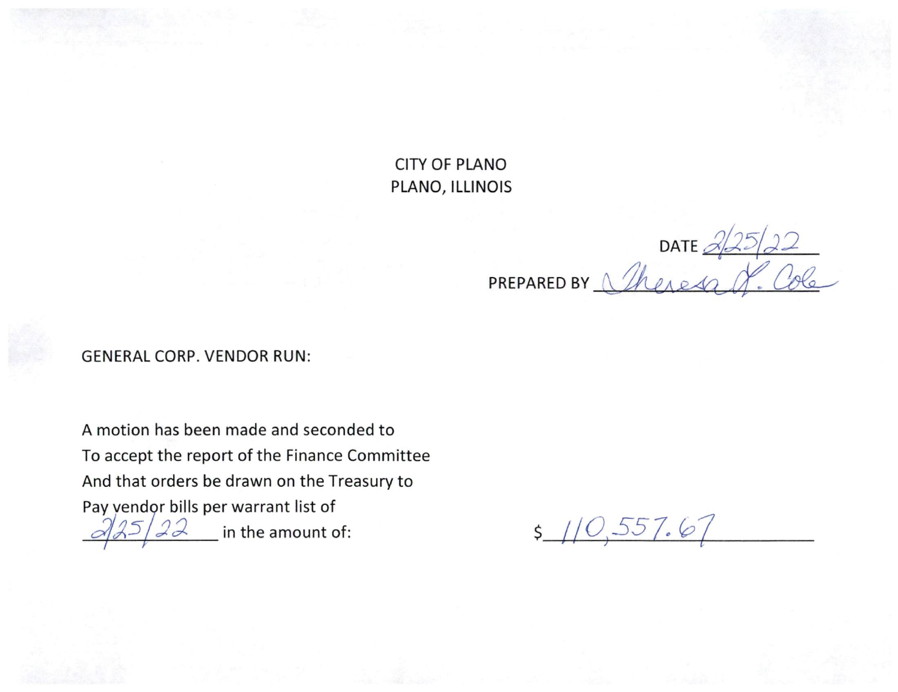CITY OF PLANO
PLANO, ILLINOIS

DATE 2/25/22

PREPARED BY Theresa K. Cole

GENERAL CORP. VENDOR RUN:

A motion has been made and seconded to
To accept the report of the Finance Committee
And that orders be drawn on the Treasury to
Pay vendor bills per warrant list of
2/25/22 in the amount of:

$ 110,557.67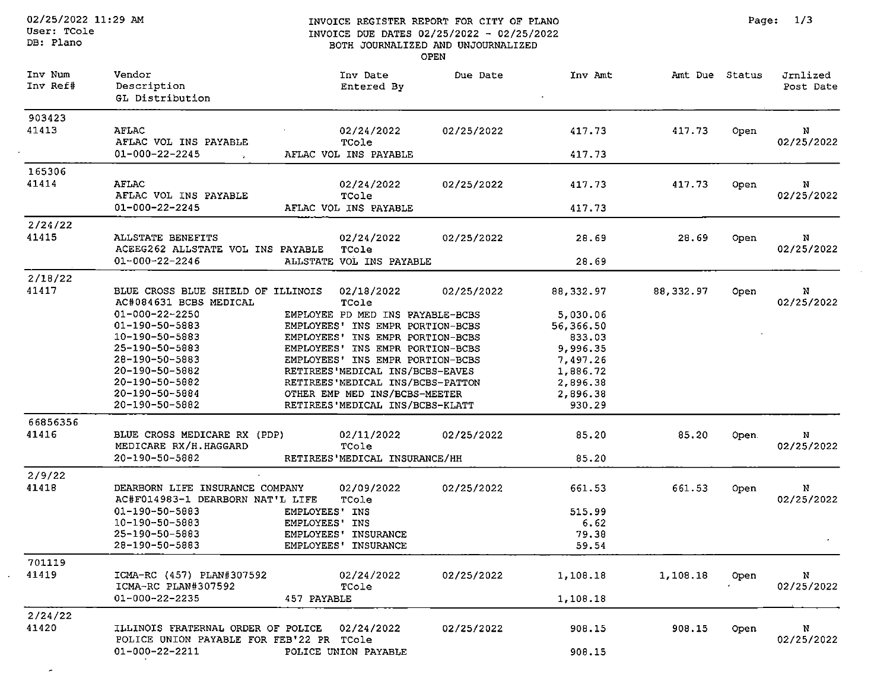# INVOICE REGISTER REPORT FOR CITY OF PLANO

INVOICE DUE DATES 02/25/2022 - 02/25/2022
BOTH JOURNALIZED AND UNJOURNALIZED
OPEN

02/25/2022 11:29 AM
User: TCole
DB: Plano

| Inv Num / Inv Ref# | Vendor / Description / GL Distribution | | Inv Date / Entered By | Due Date | Inv Amt | Amt Due | Status | Jrnlized / Post Date |
|---|---|---|---|---|---|---|---|---|
| 903423 | | | | | | | | |
| 41413 | AFLAC | | 02/24/2022 | 02/25/2022 | 417.73 | 417.73 | Open | N |
| | AFLAC VOL INS PAYABLE | | TCole | | | | | 02/25/2022 |
| | 01-000-22-2245 | AFLAC VOL INS PAYABLE | | | 417.73 | | | |
| 165306 | | | | | | | | |
| 41414 | AFLAC | | 02/24/2022 | 02/25/2022 | 417.73 | 417.73 | Open | N |
| | AFLAC VOL INS PAYABLE | | TCole | | | | | 02/25/2022 |
| | 01-000-22-2245 | AFLAC VOL INS PAYABLE | | | 417.73 | | | |
| 2/24/22 | | | | | | | | |
| 41415 | ALLSTATE BENEFITS | | 02/24/2022 | 02/25/2022 | 28.69 | 28.69 | Open | N |
| | ACEEG262 ALLSTATE VOL INS PAYABLE | | TCole | | | | | 02/25/2022 |
| | 01-000-22-2246 | ALLSTATE VOL INS PAYABLE | | | 28.69 | | | |
| 2/18/22 | | | | | | | | |
| 41417 | BLUE CROSS BLUE SHIELD OF ILLINOIS | | 02/18/2022 | 02/25/2022 | 88,332.97 | 88,332.97 | Open | N |
| | AC#084631 BCBS MEDICAL | | TCole | | | | | 02/25/2022 |
| | 01-000-22-2250 | EMPLOYEE PD MED INS PAYABLE-BCBS | | | 5,030.06 | | | |
| | 01-190-50-5883 | EMPLOYEES' INS EMPR PORTION-BCBS | | | 56,366.50 | | | |
| | 10-190-50-5883 | EMPLOYEES' INS EMPR PORTION-BCBS | | | 833.03 | | | |
| | 25-190-50-5883 | EMPLOYEES' INS EMPR PORTION-BCBS | | | 9,996.35 | | | |
| | 28-190-50-5883 | EMPLOYEES' INS EMPR PORTION-BCBS | | | 7,497.26 | | | |
| | 20-190-50-5882 | RETIREES'MEDICAL INS/BCBS-EAVES | | | 1,886.72 | | | |
| | 20-190-50-5882 | RETIREES'MEDICAL INS/BCBS-PATTON | | | 2,896.38 | | | |
| | 20-190-50-5884 | OTHER EMP MED INS/BCBS-MEETER | | | 2,896.38 | | | |
| | 20-190-50-5882 | RETIREES'MEDICAL INS/BCBS-KLATT | | | 930.29 | | | |
| 66856356 | | | | | | | | |
| 41416 | BLUE CROSS MEDICARE RX (PDP) | | 02/11/2022 | 02/25/2022 | 85.20 | 85.20 | Open | N |
| | MEDICARE RX/H.HAGGARD | | TCole | | | | | 02/25/2022 |
| | 20-190-50-5882 | RETIREES'MEDICAL INSURANCE/HH | | | 85.20 | | | |
| 2/9/22 | | | | | | | | |
| 41418 | DEARBORN LIFE INSURANCE COMPANY | | 02/09/2022 | 02/25/2022 | 661.53 | 661.53 | Open | N |
| | AC#F014983-1 DEARBORN NAT'L LIFE | | TCole | | | | | 02/25/2022 |
| | 01-190-50-5883 | EMPLOYEES' INS | | | 515.99 | | | |
| | 10-190-50-5883 | EMPLOYEES' INS | | | 6.62 | | | |
| | 25-190-50-5883 | EMPLOYEES' INSURANCE | | | 79.38 | | | |
| | 28-190-50-5883 | EMPLOYEES' INSURANCE | | | 59.54 | | | |
| 701119 | | | | | | | | |
| 41419 | ICMA-RC (457) PLAN#307592 | | 02/24/2022 | 02/25/2022 | 1,108.18 | 1,108.18 | Open | N |
| | ICMA-RC PLAN#307592 | | TCole | | | | | 02/25/2022 |
| | 01-000-22-2235 | 457 PAYABLE | | | 1,108.18 | | | |
| 2/24/22 | | | | | | | | |
| 41420 | ILLINOIS FRATERNAL ORDER OF POLICE | | 02/24/2022 | 02/25/2022 | 908.15 | 908.15 | Open | N |
| | POLICE UNION PAYABLE FOR FEB'22 PR | | TCole | | | | | 02/25/2022 |
| | 01-000-22-2211 | POLICE UNION PAYABLE | | | 908.15 | | | |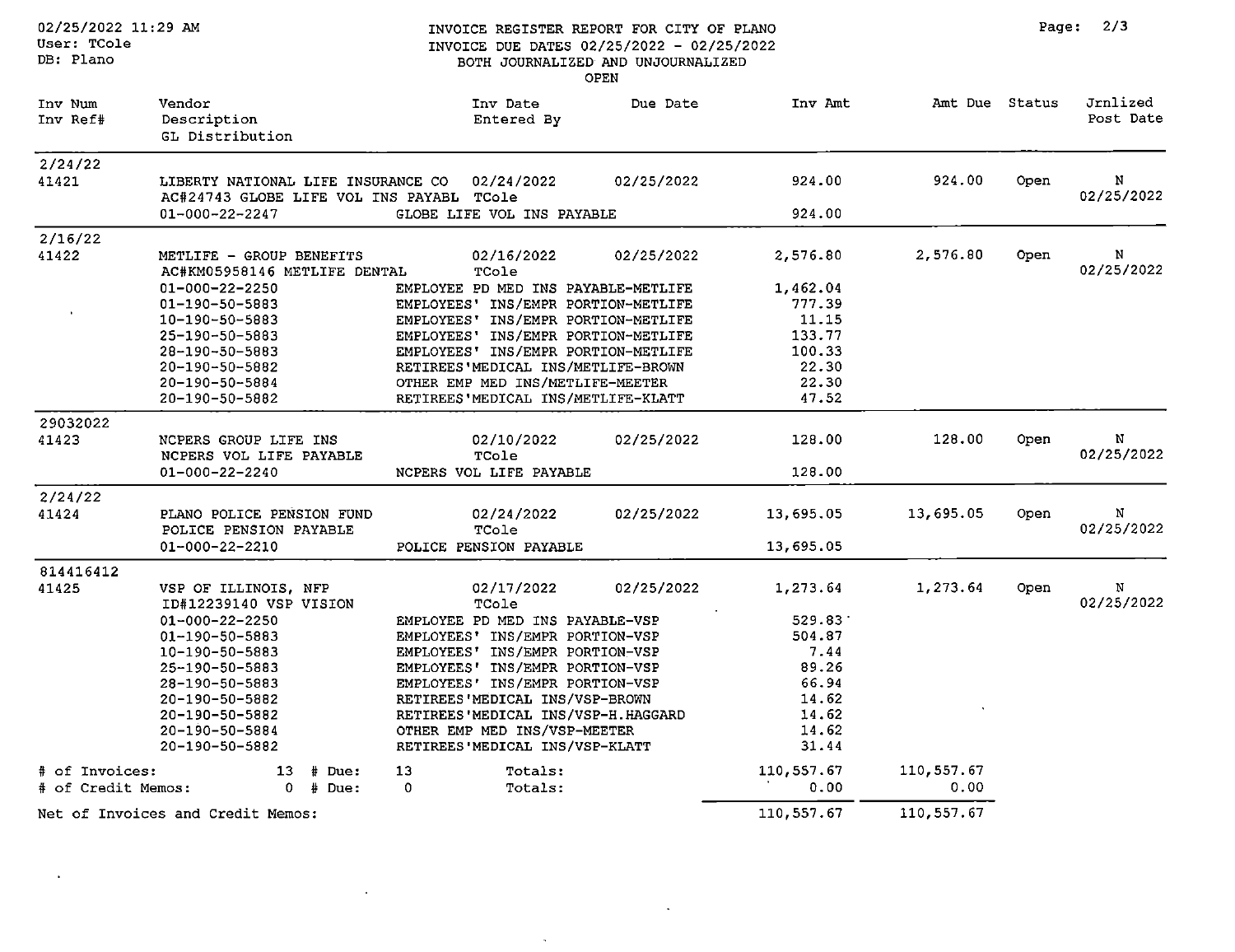INVOICE REGISTER REPORT FOR CITY OF PLANO
INVOICE DUE DATES 02/25/2022 - 02/25/2022
BOTH JOURNALIZED AND UNJOURNALIZED
OPEN

02/25/2022 11:29 AM
User: TCole
DB: Plano

| Inv Num / Inv Ref# | Vendor / Description / GL Distribution | Inv Date / Entered By | Due Date | Inv Amt | Amt Due | Status | Jrnlized / Post Date |
|---|---|---|---|---|---|---|---|
| 2/24/22 | | | | | | | |
| 41421 | LIBERTY NATIONAL LIFE INSURANCE CO | 02/24/2022 | 02/25/2022 | 924.00 | 924.00 | Open | N |
| | AC#24743 GLOBE LIFE VOL INS PAYABL | TCole | | | | | 02/25/2022 |
| | 01-000-22-2247 | GLOBE LIFE VOL INS PAYABLE | | 924.00 | | | |
| 2/16/22 | | | | | | | |
| 41422 | METLIFE - GROUP BENEFITS | 02/16/2022 | 02/25/2022 | 2,576.80 | 2,576.80 | Open | N |
| | AC#KM05958146 METLIFE DENTAL | TCole | | | | | 02/25/2022 |
| | 01-000-22-2250 | EMPLOYEE PD MED INS PAYABLE-METLIFE | | 1,462.04 | | | |
| | 01-190-50-5883 | EMPLOYEES' INS/EMPR PORTION-METLIFE | | 777.39 | | | |
| | 10-190-50-5883 | EMPLOYEES' INS/EMPR PORTION-METLIFE | | 11.15 | | | |
| | 25-190-50-5883 | EMPLOYEES' INS/EMPR PORTION-METLIFE | | 133.77 | | | |
| | 28-190-50-5883 | EMPLOYEES' INS/EMPR PORTION-METLIFE | | 100.33 | | | |
| | 20-190-50-5882 | RETIREES'MEDICAL INS/METLIFE-BROWN | | 22.30 | | | |
| | 20-190-50-5884 | OTHER EMP MED INS/METLIFE-MEETER | | 22.30 | | | |
| | 20-190-50-5882 | RETIREES'MEDICAL INS/METLIFE-KLATT | | 47.52 | | | |
| 29032022 | | | | | | | |
| 41423 | NCPERS GROUP LIFE INS | 02/10/2022 | 02/25/2022 | 128.00 | 128.00 | Open | N |
| | NCPERS VOL LIFE PAYABLE | TCole | | | | | 02/25/2022 |
| | 01-000-22-2240 | NCPERS VOL LIFE PAYABLE | | 128.00 | | | |
| 2/24/22 | | | | | | | |
| 41424 | PLANO POLICE PENSION FUND | 02/24/2022 | 02/25/2022 | 13,695.05 | 13,695.05 | Open | N |
| | POLICE PENSION PAYABLE | TCole | | | | | 02/25/2022 |
| | 01-000-22-2210 | POLICE PENSION PAYABLE | | 13,695.05 | | | |
| 814416412 | | | | | | | |
| 41425 | VSP OF ILLINOIS, NFP | 02/17/2022 | 02/25/2022 | 1,273.64 | 1,273.64 | Open | N |
| | ID#12239140 VSP VISION | TCole | | | | | 02/25/2022 |
| | 01-000-22-2250 | EMPLOYEE PD MED INS PAYABLE-VSP | | 529.83 | | | |
| | 01-190-50-5883 | EMPLOYEES' INS/EMPR PORTION-VSP | | 504.87 | | | |
| | 10-190-50-5883 | EMPLOYEES' INS/EMPR PORTION-VSP | | 7.44 | | | |
| | 25-190-50-5883 | EMPLOYEES' INS/EMPR PORTION-VSP | | 89.26 | | | |
| | 28-190-50-5883 | EMPLOYEES' INS/EMPR PORTION-VSP | | 66.94 | | | |
| | 20-190-50-5882 | RETIREES'MEDICAL INS/VSP-BROWN | | 14.62 | | | |
| | 20-190-50-5882 | RETIREES'MEDICAL INS/VSP-H.HAGGARD | | 14.62 | | | |
| | 20-190-50-5884 | OTHER EMP MED INS/VSP-MEETER | | 14.62 | | | |
| | 20-190-50-5882 | RETIREES'MEDICAL INS/VSP-KLATT | | 31.44 | | | |

| | | | | | |
|---|---|---|---|---|---|
| # of Invoices: | 13 | # Due: 13 | Totals: | 110,557.67 | 110,557.67 |
| # of Credit Memos: | 0 | # Due: 0 | Totals: | 0.00 | 0.00 |
| Net of Invoices and Credit Memos: | | | | 110,557.67 | 110,557.67 |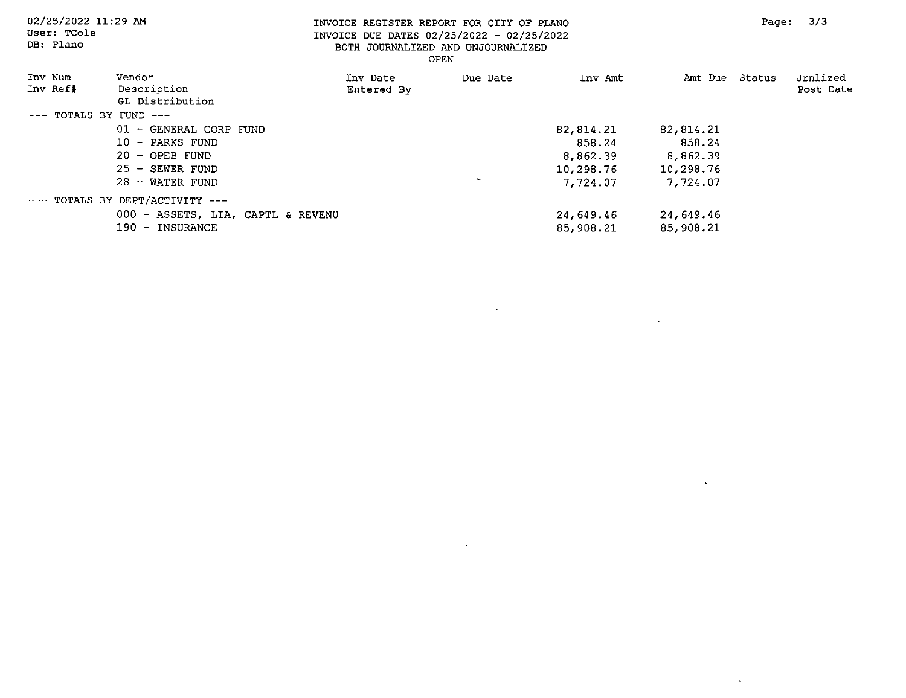INVOICE REGISTER REPORT FOR CITY OF PLANO
INVOICE DUE DATES 02/25/2022 - 02/25/2022
BOTH JOURNALIZED AND UNJOURNALIZED
OPEN

02/25/2022 11:29 AM
User: TCole
DB: Plano

| Inv Num<br>Inv Ref# | Vendor<br>Description<br>GL Distribution | Inv Date<br>Entered By | Due Date | Inv Amt | Amt Due | Status | Jrnlized<br>Post Date |
|---|---|---|---|---|---|---|---|
| --- TOTALS BY FUND --- | | | | | | | |
| | 01 - GENERAL CORP FUND | | | 82,814.21 | 82,814.21 | | |
| | 10 - PARKS FUND | | | 858.24 | 858.24 | | |
| | 20 - OPEB FUND | | | 8,862.39 | 8,862.39 | | |
| | 25 - SEWER FUND | | | 10,298.76 | 10,298.76 | | |
| | 28 - WATER FUND | | | 7,724.07 | 7,724.07 | | |
| --- TOTALS BY DEPT/ACTIVITY --- | | | | | | | |
| | 000 - ASSETS, LIA, CAPTL & REVENU | | | 24,649.46 | 24,649.46 | | |
| | 190 - INSURANCE | | | 85,908.21 | 85,908.21 | | |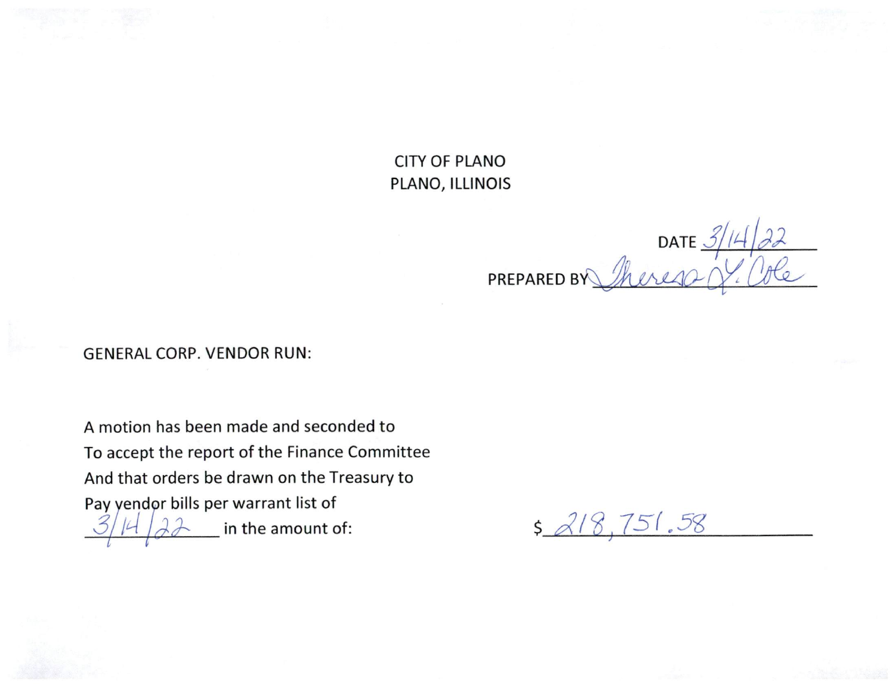CITY OF PLANO
PLANO, ILLINOIS

DATE 3/14/22

PREPARED BY Theresa Y. Cole

GENERAL CORP. VENDOR RUN:

A motion has been made and seconded to
To accept the report of the Finance Committee
And that orders be drawn on the Treasury to
Pay vendor bills per warrant list of
3/14/22 in the amount of: $ 218,751.58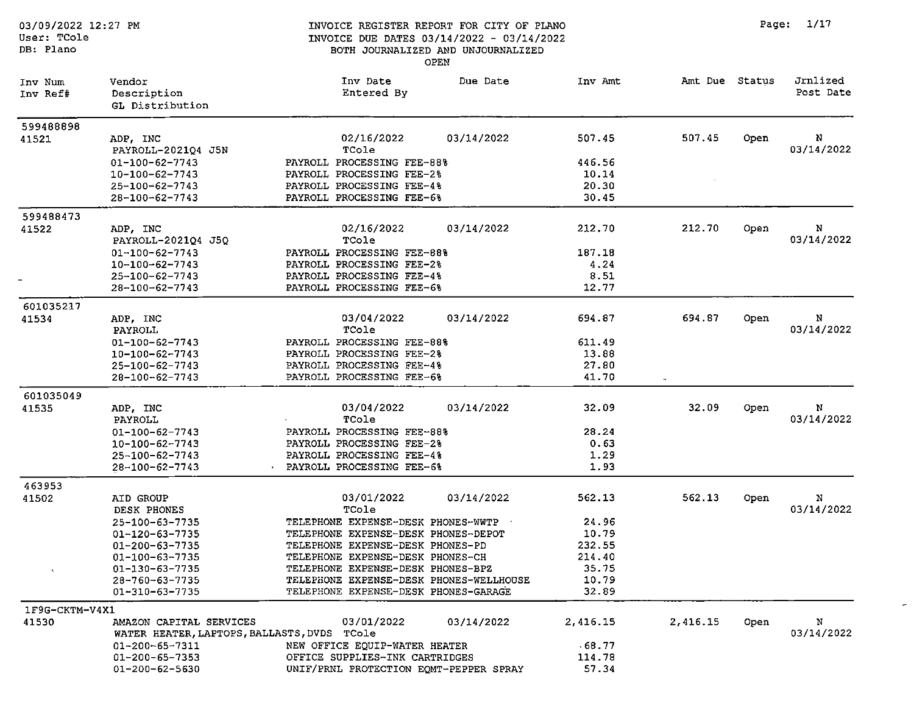# INVOICE REGISTER REPORT FOR CITY OF PLANO

03/09/2022 12:27 PM
User: TCole
DB: Plano

INVOICE DUE DATES 03/14/2022 - 03/14/2022
BOTH JOURNALIZED AND UNJOURNALIZED
OPEN

| Inv Num / Inv Ref# | Vendor / Description / GL Distribution | | Inv Date / Entered By | Due Date | Inv Amt | Amt Due | Status | Jrnlized / Post Date |
|---|---|---|---|---|---|---|---|---|
| 599488898 | | | | | | | | |
| 41521 | ADP, INC | | 02/16/2022 | 03/14/2022 | 507.45 | 507.45 | Open | N |
| | PAYROLL-2021Q4 J5N | | TCole | | | | | 03/14/2022 |
| | 01-100-62-7743 | PAYROLL PROCESSING FEE-88% | | | 446.56 | | | |
| | 10-100-62-7743 | PAYROLL PROCESSING FEE-2% | | | 10.14 | | | |
| | 25-100-62-7743 | PAYROLL PROCESSING FEE-4% | | | 20.30 | | | |
| | 28-100-62-7743 | PAYROLL PROCESSING FEE-6% | | | 30.45 | | | |
| 599488473 | | | | | | | | |
| 41522 | ADP, INC | | 02/16/2022 | 03/14/2022 | 212.70 | 212.70 | Open | N |
| | PAYROLL-2021Q4 J5Q | | TCole | | | | | 03/14/2022 |
| | 01-100-62-7743 | PAYROLL PROCESSING FEE-88% | | | 187.18 | | | |
| | 10-100-62-7743 | PAYROLL PROCESSING FEE-2% | | | 4.24 | | | |
| | 25-100-62-7743 | PAYROLL PROCESSING FEE-4% | | | 8.51 | | | |
| | 28-100-62-7743 | PAYROLL PROCESSING FEE-6% | | | 12.77 | | | |
| 601035217 | | | | | | | | |
| 41534 | ADP, INC | | 03/04/2022 | 03/14/2022 | 694.87 | 694.87 | Open | N |
| | PAYROLL | | TCole | | | | | 03/14/2022 |
| | 01-100-62-7743 | PAYROLL PROCESSING FEE-88% | | | 611.49 | | | |
| | 10-100-62-7743 | PAYROLL PROCESSING FEE-2% | | | 13.88 | | | |
| | 25-100-62-7743 | PAYROLL PROCESSING FEE-4% | | | 27.80 | | | |
| | 28-100-62-7743 | PAYROLL PROCESSING FEE-6% | | | 41.70 | | | |
| 601035049 | | | | | | | | |
| 41535 | ADP, INC | | 03/04/2022 | 03/14/2022 | 32.09 | 32.09 | Open | N |
| | PAYROLL | | TCole | | | | | 03/14/2022 |
| | 01-100-62-7743 | PAYROLL PROCESSING FEE-88% | | | 28.24 | | | |
| | 10-100-62-7743 | PAYROLL PROCESSING FEE-2% | | | 0.63 | | | |
| | 25-100-62-7743 | PAYROLL PROCESSING FEE-4% | | | 1.29 | | | |
| | 28-100-62-7743 | PAYROLL PROCESSING FEE-6% | | | 1.93 | | | |
| 463953 | | | | | | | | |
| 41502 | AID GROUP | | 03/01/2022 | 03/14/2022 | 562.13 | 562.13 | Open | N |
| | DESK PHONES | | TCole | | | | | 03/14/2022 |
| | 25-100-63-7735 | TELEPHONE EXPENSE-DESK PHONES-WWTP | | | 24.96 | | | |
| | 01-120-63-7735 | TELEPHONE EXPENSE-DESK PHONES-DEPOT | | | 10.79 | | | |
| | 01-200-63-7735 | TELEPHONE EXPENSE-DESK PHONES-PD | | | 232.55 | | | |
| | 01-100-63-7735 | TELEPHONE EXPENSE-DESK PHONES-CH | | | 214.40 | | | |
| | 01-130-63-7735 | TELEPHONE EXPENSE-DESK PHONES-BPZ | | | 35.75 | | | |
| | 28-760-63-7735 | TELEPHONE EXPENSE-DESK PHONES-WELLHOUSE | | | 10.79 | | | |
| | 01-310-63-7735 | TELEPHONE EXPENSE-DESK PHONES-GARAGE | | | 32.89 | | | |
| 1F9G-CKTM-V4X1 | | | | | | | | |
| 41530 | AMAZON CAPITAL SERVICES | | 03/01/2022 | 03/14/2022 | 2,416.15 | 2,416.15 | Open | N |
| | WATER HEATER, LAPTOPS, BALLASTS, DVDS | | TCole | | | | | 03/14/2022 |
| | 01-200-65-7311 | NEW OFFICE EQUIP-WATER HEATER | | | 68.77 | | | |
| | 01-200-65-7353 | OFFICE SUPPLIES-INK CARTRIDGES | | | 114.78 | | | |
| | 01-200-62-5630 | UNIF/PRNL PROTECTION EQMT-PEPPER SPRAY | | | 57.34 | | | |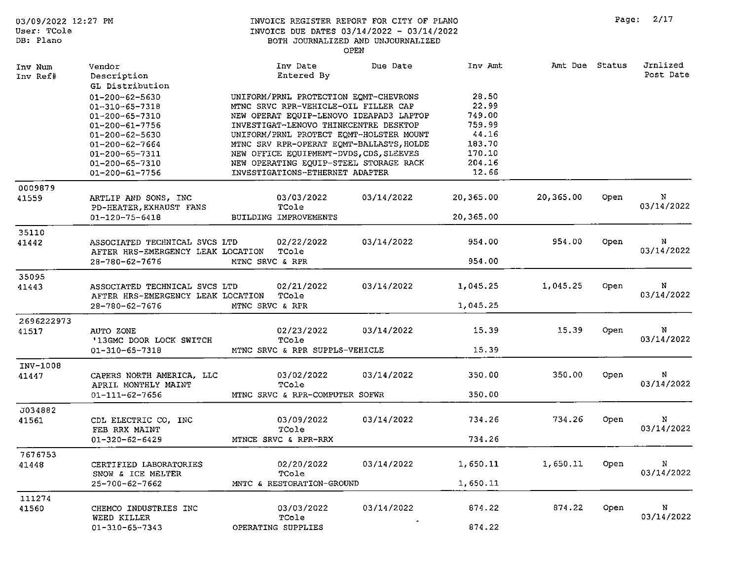# INVOICE REGISTER REPORT FOR CITY OF PLANO

INVOICE DUE DATES 03/14/2022 - 03/14/2022
BOTH JOURNALIZED AND UNJOURNALIZED
OPEN

03/09/2022 12:27 PM
User: TCole
DB: Plano

| Inv Num<br>Inv Ref# | Vendor<br>Description<br>GL Distribution | Inv Date<br>Entered By | Due Date | Inv Amt | Amt Due | Status | Jrnlized<br>Post Date |
|---|---|---|---|---|---|---|---|
| | 01-200-62-5630 | UNIFORM/PRNL PROTECTION EQMT-CHEVRONS | | 28.50 | | | |
| | 01-310-65-7318 | MTNC SRVC RPR-VEHICLE-OIL FILLER CAP | | 22.99 | | | |
| | 01-200-65-7310 | NEW OPERAT EQUIP-LENOVO IDEAPAD3 LAPTOP | | 749.00 | | | |
| | 01-200-61-7756 | INVESTIGAT-LENOVO THINKCENTRE DESKTOP | | 759.99 | | | |
| | 01-200-62-5630 | UNIFORM/PRNL PROTECT EQMT-HOLSTER MOUNT | | 44.16 | | | |
| | 01-200-62-7664 | MTNC SRV RPR-OPERAT EQMT-BALLASTS,HOLDE | | 183.70 | | | |
| | 01-200-65-7311 | NEW OFFICE EQUIPMENT-DVDS,CDS,SLEEVES | | 170.10 | | | |
| | 01-200-65-7310 | NEW OPERATING EQUIP-STEEL STORAGE RACK | | 204.16 | | | |
| | 01-200-61-7756 | INVESTIGATIONS-ETHERNET ADAPTER | | 12.66 | | | |
| 0009879<br>41559 | ARTLIP AND SONS, INC<br>PD-HEATER,EXHAUST FANS<br>01-120-75-6418 | 03/03/2022<br>TCole<br>BUILDING IMPROVEMENTS | 03/14/2022 | 20,365.00<br><br>20,365.00 | 20,365.00 | Open | N<br>03/14/2022 |
| 35110<br>41442 | ASSOCIATED TECHNICAL SVCS LTD<br>AFTER HRS-EMERGENCY LEAK LOCATION<br>28-780-62-7676 | 02/22/2022<br>TCole<br>MTNC SRVC & RPR | 03/14/2022 | 954.00<br><br>954.00 | 954.00 | Open | N<br>03/14/2022 |
| 35095<br>41443 | ASSOCIATED TECHNICAL SVCS LTD<br>AFTER HRS-EMERGENCY LEAK LOCATION<br>28-780-62-7676 | 02/21/2022<br>TCole<br>MTNC SRVC & RPR | 03/14/2022 | 1,045.25<br><br>1,045.25 | 1,045.25 | Open | N<br>03/14/2022 |
| 2696222973<br>41517 | AUTO ZONE<br>'13GMC DOOR LOCK SWITCH<br>01-310-65-7318 | 02/23/2022<br>TCole<br>MTNC SRVC & RPR SUPPLS-VEHICLE | 03/14/2022 | 15.39<br><br>15.39 | 15.39 | Open | N<br>03/14/2022 |
| INV-1008<br>41447 | CAPERS NORTH AMERICA, LLC<br>APRIL MONTHLY MAINT<br>01-111-62-7656 | 03/02/2022<br>TCole<br>MTNC SRVC & RPR-COMPUTER SOFWR | 03/14/2022 | 350.00<br><br>350.00 | 350.00 | Open | N<br>03/14/2022 |
| J034882<br>41561 | CDL ELECTRIC CO, INC<br>FEB RRX MAINT<br>01-320-62-6429 | 03/09/2022<br>TCole<br>MTNCE SRVC & RPR-RRX | 03/14/2022 | 734.26<br><br>734.26 | 734.26 | Open | N<br>03/14/2022 |
| 7676753<br>41448 | CERTIFIED LABORATORIES<br>SNOW & ICE MELTER<br>25-700-62-7662 | 02/20/2022<br>TCole<br>MNTC & RESTORATION-GROUND | 03/14/2022 | 1,650.11<br><br>1,650.11 | 1,650.11 | Open | N<br>03/14/2022 |
| 111274<br>41560 | CHEMCO INDUSTRIES INC<br>WEED KILLER<br>01-310-65-7343 | 03/03/2022<br>TCole<br>OPERATING SUPPLIES | 03/14/2022 | 874.22<br><br>874.22 | 874.22 | Open | N<br>03/14/2022 |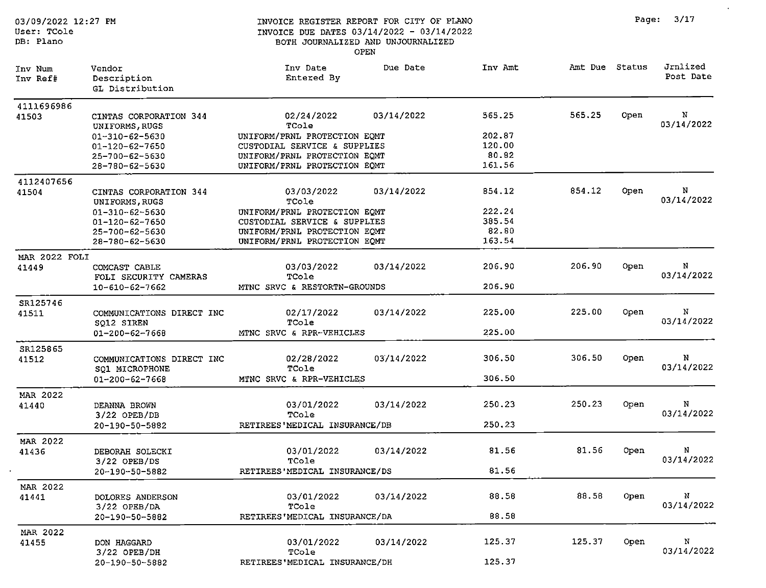INVOICE REGISTER REPORT FOR CITY OF PLANO
INVOICE DUE DATES 03/14/2022 - 03/14/2022
BOTH JOURNALIZED AND UNJOURNALIZED
OPEN

03/09/2022 12:27 PM
User: TCole
DB: Plano

| Inv Num / Inv Ref# | Vendor / Description / GL Distribution | Inv Date / Entered By | Due Date | Inv Amt | Amt Due | Status | Jrnlized / Post Date |
|---|---|---|---|---|---|---|---|
| 4111696986 | | | | | | | |
| 41503 | CINTAS CORPORATION 344 | 02/24/2022 | 03/14/2022 | 565.25 | 565.25 | Open | N |
| | UNIFORMS,RUGS | TCole | | | | | 03/14/2022 |
| | 01-310-62-5630 | UNIFORM/PRNL PROTECTION EQMT | | 202.87 | | | |
| | 01-120-62-7650 | CUSTODIAL SERVICE & SUPPLIES | | 120.00 | | | |
| | 25-700-62-5630 | UNIFORM/PRNL PROTECTION EQMT | | 80.82 | | | |
| | 28-780-62-5630 | UNIFORM/PRNL PROTECTION EQMT | | 161.56 | | | |
| 4112407656 | | | | | | | |
| 41504 | CINTAS CORPORATION 344 | 03/03/2022 | 03/14/2022 | 854.12 | 854.12 | Open | N |
| | UNIFORMS,RUGS | TCole | | | | | 03/14/2022 |
| | 01-310-62-5630 | UNIFORM/PRNL PROTECTION EQMT | | 222.24 | | | |
| | 01-120-62-7650 | CUSTODIAL SERVICE & SUPPLIES | | 385.54 | | | |
| | 25-700-62-5630 | UNIFORM/PRNL PROTECTION EQMT | | 82.80 | | | |
| | 28-780-62-5630 | UNIFORM/PRNL PROTECTION EQMT | | 163.54 | | | |
| MAR 2022 FOLI | | | | | | | |
| 41449 | COMCAST CABLE | 03/03/2022 | 03/14/2022 | 206.90 | 206.90 | Open | N |
| | FOLI SECURITY CAMERAS | TCole | | | | | 03/14/2022 |
| | 10-610-62-7662 | MTNC SRVC & RESTORTN-GROUNDS | | 206.90 | | | |
| SR125746 | | | | | | | |
| 41511 | COMMUNICATIONS DIRECT INC | 02/17/2022 | 03/14/2022 | 225.00 | 225.00 | Open | N |
| | SQ12 SIREN | TCole | | | | | 03/14/2022 |
| | 01-200-62-7668 | MTNC SRVC & RPR-VEHICLES | | 225.00 | | | |
| SR125865 | | | | | | | |
| 41512 | COMMUNICATIONS DIRECT INC | 02/28/2022 | 03/14/2022 | 306.50 | 306.50 | Open | N |
| | SQ1 MICROPHONE | TCole | | | | | 03/14/2022 |
| | 01-200-62-7668 | MTNC SRVC & RPR-VEHICLES | | 306.50 | | | |
| MAR 2022 | | | | | | | |
| 41440 | DEANNA BROWN | 03/01/2022 | 03/14/2022 | 250.23 | 250.23 | Open | N |
| | 3/22 OPEB/DB | TCole | | | | | 03/14/2022 |
| | 20-190-50-5882 | RETIREES'MEDICAL INSURANCE/DB | | 250.23 | | | |
| MAR 2022 | | | | | | | |
| 41436 | DEBORAH SOLECKI | 03/01/2022 | 03/14/2022 | 81.56 | 81.56 | Open | N |
| | 3/22 OPEB/DS | TCole | | | | | 03/14/2022 |
| | 20-190-50-5882 | RETIREES'MEDICAL INSURANCE/DS | | 81.56 | | | |
| MAR 2022 | | | | | | | |
| 41441 | DOLORES ANDERSON | 03/01/2022 | 03/14/2022 | 88.58 | 88.58 | Open | N |
| | 3/22 OPEB/DA | TCole | | | | | 03/14/2022 |
| | 20-190-50-5882 | RETIREES'MEDICAL INSURANCE/DA | | 88.58 | | | |
| MAR 2022 | | | | | | | |
| 41455 | DON HAGGARD | 03/01/2022 | 03/14/2022 | 125.37 | 125.37 | Open | N |
| | 3/22 OPEB/DH | TCole | | | | | 03/14/2022 |
| | 20-190-50-5882 | RETIREES'MEDICAL INSURANCE/DH | | 125.37 | | | |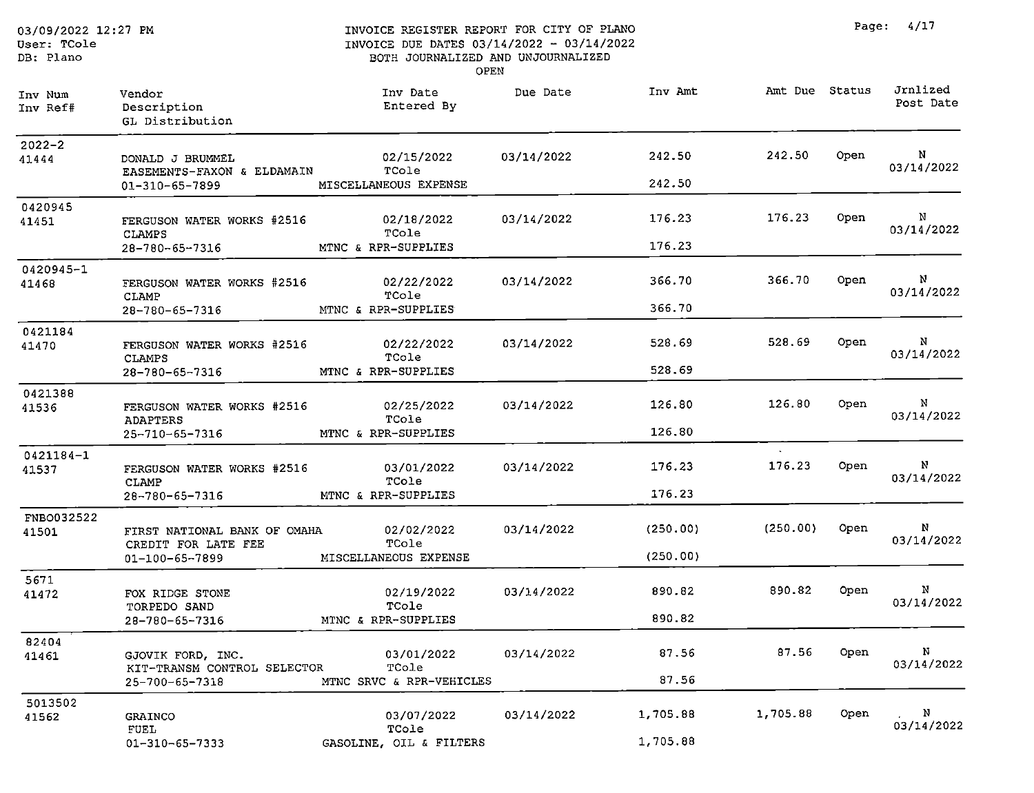INVOICE REGISTER REPORT FOR CITY OF PLANO
INVOICE DUE DATES 03/14/2022 - 03/14/2022
BOTH JOURNALIZED AND UNJOURNALIZED
OPEN

03/09/2022 12:27 PM
User: TCole
DB: Plano

| Inv Num<br>Inv Ref# | Vendor<br>Description<br>GL Distribution | Inv Date<br>Entered By | Due Date | Inv Amt | Amt Due | Status | Jrnlized<br>Post Date |
|---|---|---|---|---|---|---|---|
| 2022-2<br>41444 | DONALD J BRUMMEL<br>EASEMENTS-FAXON & ELDAMAIN<br>01-310-65-7899 MISCELLANEOUS EXPENSE | 02/15/2022<br>TCole | 03/14/2022 | 242.50<br>242.50 | 242.50 | Open | N<br>03/14/2022 |
| 0420945<br>41451 | FERGUSON WATER WORKS #2516<br>CLAMPS<br>28-780-65-7316 MTNC & RPR-SUPPLIES | 02/18/2022<br>TCole | 03/14/2022 | 176.23<br>176.23 | 176.23 | Open | N<br>03/14/2022 |
| 0420945-1<br>41468 | FERGUSON WATER WORKS #2516<br>CLAMP<br>28-780-65-7316 MTNC & RPR-SUPPLIES | 02/22/2022<br>TCole | 03/14/2022 | 366.70<br>366.70 | 366.70 | Open | N<br>03/14/2022 |
| 0421184<br>41470 | FERGUSON WATER WORKS #2516<br>CLAMPS<br>28-780-65-7316 MTNC & RPR-SUPPLIES | 02/22/2022<br>TCole | 03/14/2022 | 528.69<br>528.69 | 528.69 | Open | N<br>03/14/2022 |
| 0421388<br>41536 | FERGUSON WATER WORKS #2516<br>ADAPTERS<br>25-710-65-7316 MTNC & RPR-SUPPLIES | 02/25/2022<br>TCole | 03/14/2022 | 126.80<br>126.80 | 126.80 | Open | N<br>03/14/2022 |
| 0421184-1<br>41537 | FERGUSON WATER WORKS #2516<br>CLAMP<br>28-780-65-7316 MTNC & RPR-SUPPLIES | 03/01/2022<br>TCole | 03/14/2022 | 176.23<br>176.23 | 176.23 | Open | N<br>03/14/2022 |
| FNBO032522<br>41501 | FIRST NATIONAL BANK OF OMAHA<br>CREDIT FOR LATE FEE<br>01-100-65-7899 MISCELLANEOUS EXPENSE | 02/02/2022<br>TCole | 03/14/2022 | (250.00)<br>(250.00) | (250.00) | Open | N<br>03/14/2022 |
| 5671<br>41472 | FOX RIDGE STONE<br>TORPEDO SAND<br>28-780-65-7316 MTNC & RPR-SUPPLIES | 02/19/2022<br>TCole | 03/14/2022 | 890.82<br>890.82 | 890.82 | Open | N<br>03/14/2022 |
| 82404<br>41461 | GJOVIK FORD, INC.<br>KIT-TRANSM CONTROL SELECTOR<br>25-700-65-7318 MTNC SRVC & RPR-VEHICLES | 03/01/2022<br>TCole | 03/14/2022 | 87.56<br>87.56 | 87.56 | Open | N<br>03/14/2022 |
| 5013502<br>41562 | GRAINCO<br>FUEL<br>01-310-65-7333 GASOLINE, OIL & FILTERS | 03/07/2022<br>TCole | 03/14/2022 | 1,705.88<br>1,705.88 | 1,705.88 | Open | N<br>03/14/2022 |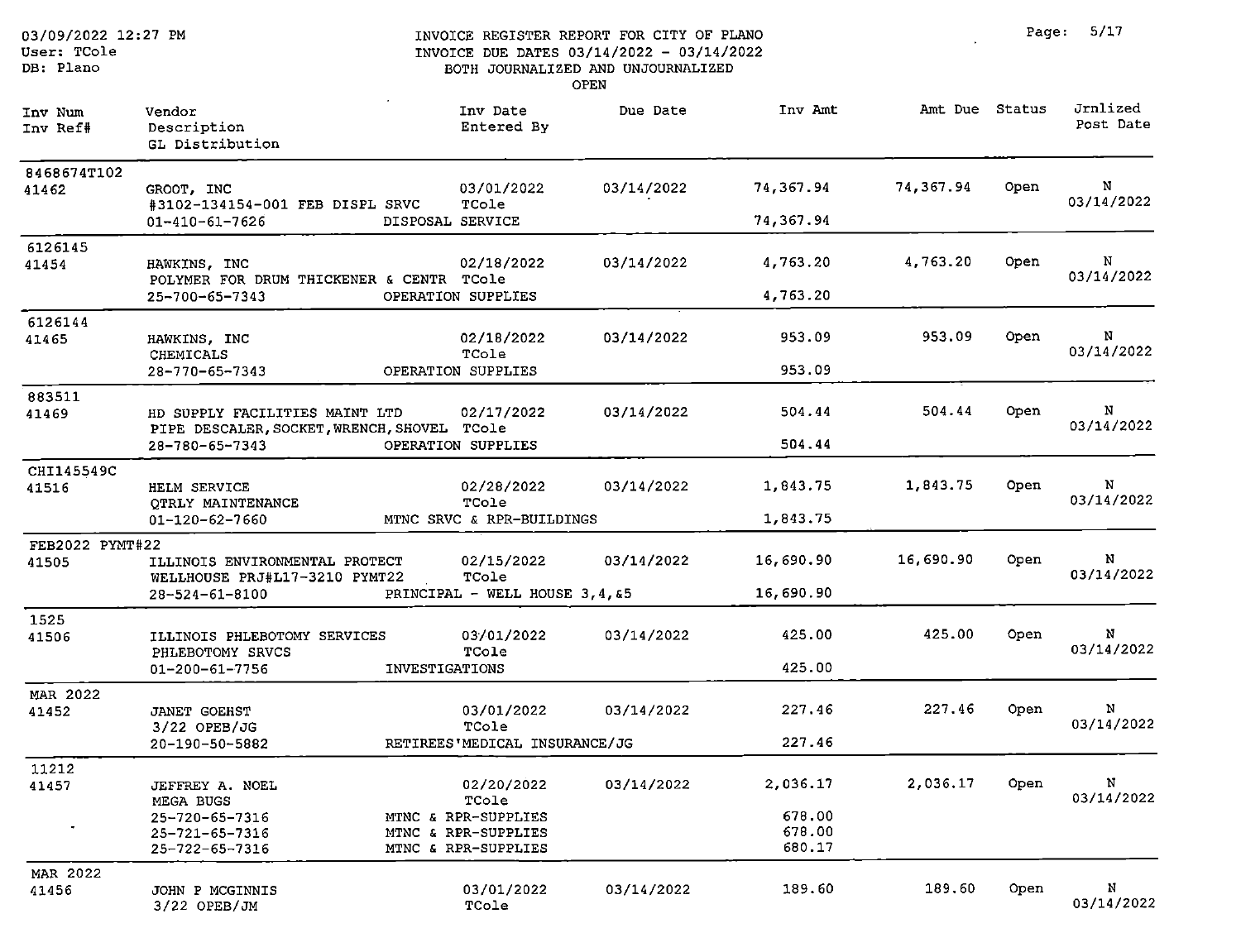INVOICE REGISTER REPORT FOR CITY OF PLANO
INVOICE DUE DATES 03/14/2022 - 03/14/2022
BOTH JOURNALIZED AND UNJOURNALIZED
OPEN

| Inv Num / Inv Ref# | Vendor / Description / GL Distribution | | Inv Date / Entered By | Due Date | Inv Amt | Amt Due | Status | Jrnlized / Post Date |
|---|---|---|---|---|---|---|---|---|
| 8468674T102 | | | | | | | | |
| 41462 | GROOT, INC | | 03/01/2022 | 03/14/2022 | 74,367.94 | 74,367.94 | Open | N |
| | #3102-134154-001 FEB DISPL SRVC | | TCole | | | | | 03/14/2022 |
| | 01-410-61-7626 | DISPOSAL SERVICE | | | 74,367.94 | | | |
| 6126145 | | | | | | | | |
| 41454 | HAWKINS, INC | | 02/18/2022 | 03/14/2022 | 4,763.20 | 4,763.20 | Open | N |
| | POLYMER FOR DRUM THICKENER & CENTR | | TCole | | | | | 03/14/2022 |
| | 25-700-65-7343 | OPERATION SUPPLIES | | | 4,763.20 | | | |
| 6126144 | | | | | | | | |
| 41465 | HAWKINS, INC | | 02/18/2022 | 03/14/2022 | 953.09 | 953.09 | Open | N |
| | CHEMICALS | | TCole | | | | | 03/14/2022 |
| | 28-770-65-7343 | OPERATION SUPPLIES | | | 953.09 | | | |
| 883511 | | | | | | | | |
| 41469 | HD SUPPLY FACILITIES MAINT LTD | | 02/17/2022 | 03/14/2022 | 504.44 | 504.44 | Open | N |
| | PIPE DESCALER,SOCKET,WRENCH,SHOVEL | | TCole | | | | | 03/14/2022 |
| | 28-780-65-7343 | OPERATION SUPPLIES | | | 504.44 | | | |
| CHI145549C | | | | | | | | |
| 41516 | HELM SERVICE | | 02/28/2022 | 03/14/2022 | 1,843.75 | 1,843.75 | Open | N |
| | QTRLY MAINTENANCE | | TCole | | | | | 03/14/2022 |
| | 01-120-62-7660 | MTNC SRVC & RPR-BUILDINGS | | | 1,843.75 | | | |
| FEB2022 PYMT#22 | | | | | | | | |
| 41505 | ILLINOIS ENVIRONMENTAL PROTECT | | 02/15/2022 | 03/14/2022 | 16,690.90 | 16,690.90 | Open | N |
| | WELLHOUSE PRJ#L17-3210 PYMT22 | | TCole | | | | | 03/14/2022 |
| | 28-524-61-8100 | PRINCIPAL - WELL HOUSE 3,4,&5 | | | 16,690.90 | | | |
| 1525 | | | | | | | | |
| 41506 | ILLINOIS PHLEBOTOMY SERVICES | | 03/01/2022 | 03/14/2022 | 425.00 | 425.00 | Open | N |
| | PHLEBOTOMY SRVCS | | TCole | | | | | 03/14/2022 |
| | 01-200-61-7756 | INVESTIGATIONS | | | 425.00 | | | |
| MAR 2022 | | | | | | | | |
| 41452 | JANET GOEHST | | 03/01/2022 | 03/14/2022 | 227.46 | 227.46 | Open | N |
| | 3/22 OPEB/JG | | TCole | | | | | 03/14/2022 |
| | 20-190-50-5882 | RETIREES'MEDICAL INSURANCE/JG | | | 227.46 | | | |
| 11212 | | | | | | | | |
| 41457 | JEFFREY A. NOEL | | 02/20/2022 | 03/14/2022 | 2,036.17 | 2,036.17 | Open | N |
| | MEGA BUGS | | TCole | | | | | 03/14/2022 |
| | 25-720-65-7316 | MTNC & RPR-SUPPLIES | | | 678.00 | | | |
| | 25-721-65-7316 | MTNC & RPR-SUPPLIES | | | 678.00 | | | |
| | 25-722-65-7316 | MTNC & RPR-SUPPLIES | | | 680.17 | | | |
| MAR 2022 | | | | | | | | |
| 41456 | JOHN P MCGINNIS | | 03/01/2022 | 03/14/2022 | 189.60 | 189.60 | Open | N |
| | 3/22 OPEB/JM | | TCole | | | | | 03/14/2022 |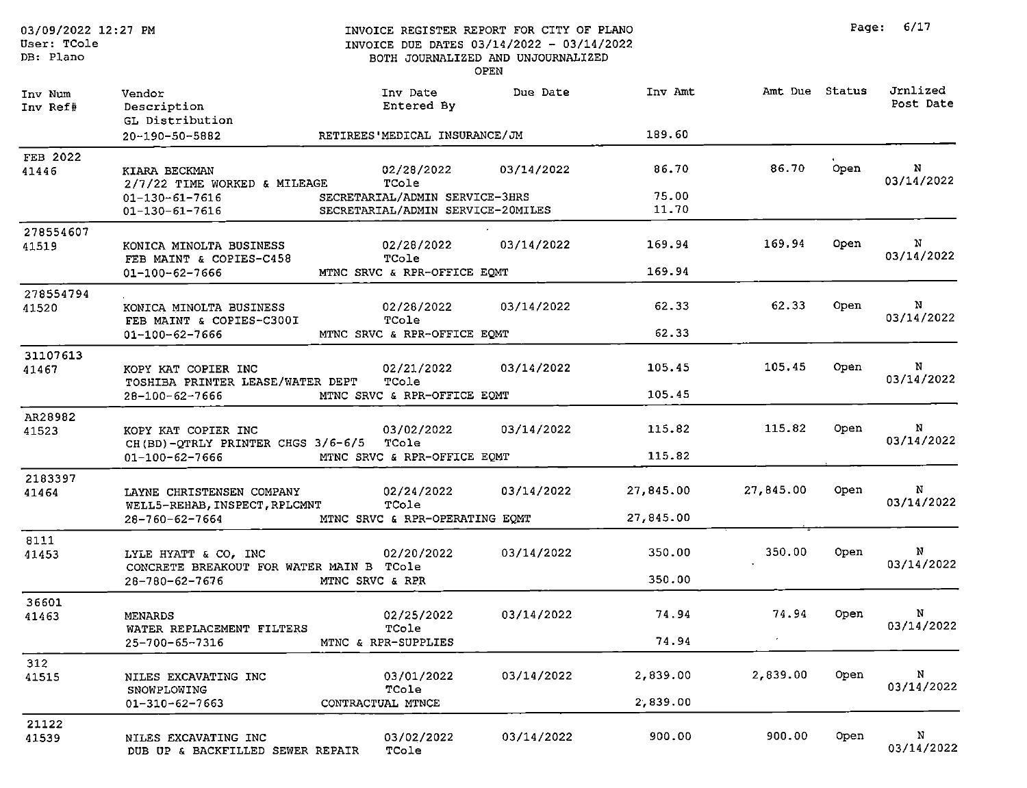| Inv Num<br>Inv Ref# | Vendor<br>Description<br>GL Distribution | Inv Date<br>Entered By | Due Date | Inv Amt | Amt Due | Status | Jrnlized<br>Post Date |
|---|---|---|---|---|---|---|---|
| | 20-190-50-5882 | RETIREES'MEDICAL INSURANCE/JM | | 189.60 | | | |
| FEB 2022<br>41446 | KIARA BECKMAN<br>2/7/22 TIME WORKED & MILEAGE | 02/28/2022<br>TCole | 03/14/2022 | 86.70 | 86.70 | Open | N<br>03/14/2022 |
| | 01-130-61-7616 | SECRETARIAL/ADMIN SERVICE-3HRS | | 75.00 | | | |
| | 01-130-61-7616 | SECRETARIAL/ADMIN SERVICE-20MILES | | 11.70 | | | |
| 278554607<br>41519 | KONICA MINOLTA BUSINESS<br>FEB MAINT & COPIES-C458 | 02/28/2022<br>TCole | 03/14/2022 | 169.94 | 169.94 | Open | N<br>03/14/2022 |
| | 01-100-62-7666 | MTNC SRVC & RPR-OFFICE EQMT | | 169.94 | | | |
| 278554794<br>41520 | KONICA MINOLTA BUSINESS<br>FEB MAINT & COPIES-C300I | 02/28/2022<br>TCole | 03/14/2022 | 62.33 | 62.33 | Open | N<br>03/14/2022 |
| | 01-100-62-7666 | MTNC SRVC & RPR-OFFICE EQMT | | 62.33 | | | |
| 31107613<br>41467 | KOPY KAT COPIER INC<br>TOSHIBA PRINTER LEASE/WATER DEPT | 02/21/2022<br>TCole | 03/14/2022 | 105.45 | 105.45 | Open | N<br>03/14/2022 |
| | 28-100-62-7666 | MTNC SRVC & RPR-OFFICE EQMT | | 105.45 | | | |
| AR28982<br>41523 | KOPY KAT COPIER INC<br>CH(BD)-QTRLY PRINTER CHGS 3/6-6/5 | 03/02/2022<br>TCole | 03/14/2022 | 115.82 | 115.82 | Open | N<br>03/14/2022 |
| | 01-100-62-7666 | MTNC SRVC & RPR-OFFICE EQMT | | 115.82 | | | |
| 2183397<br>41464 | LAYNE CHRISTENSEN COMPANY<br>WELL5-REHAB,INSPECT,RPLCMNT | 02/24/2022<br>TCole | 03/14/2022 | 27,845.00 | 27,845.00 | Open | N<br>03/14/2022 |
| | 28-760-62-7664 | MTNC SRVC & RPR-OPERATING EQMT | | 27,845.00 | | | |
| 8111<br>41453 | LYLE HYATT & CO, INC<br>CONCRETE BREAKOUT FOR WATER MAIN B | 02/20/2022<br>TCole | 03/14/2022 | 350.00 | 350.00 | Open | N<br>03/14/2022 |
| | 28-780-62-7676 | MTNC SRVC & RPR | | 350.00 | | | |
| 36601<br>41463 | MENARDS<br>WATER REPLACEMENT FILTERS | 02/25/2022<br>TCole | 03/14/2022 | 74.94 | 74.94 | Open | N<br>03/14/2022 |
| | 25-700-65-7316 | MTNC & RPR-SUPPLIES | | 74.94 | | | |
| 312<br>41515 | NILES EXCAVATING INC<br>SNOWPLOWING | 03/01/2022<br>TCole | 03/14/2022 | 2,839.00 | 2,839.00 | Open | N<br>03/14/2022 |
| | 01-310-62-7663 | CONTRACTUAL MTNCE | | 2,839.00 | | | |
| 21122<br>41539 | NILES EXCAVATING INC<br>DUB UP & BACKFILLED SEWER REPAIR | 03/02/2022<br>TCole | 03/14/2022 | 900.00 | 900.00 | Open | N<br>03/14/2022 |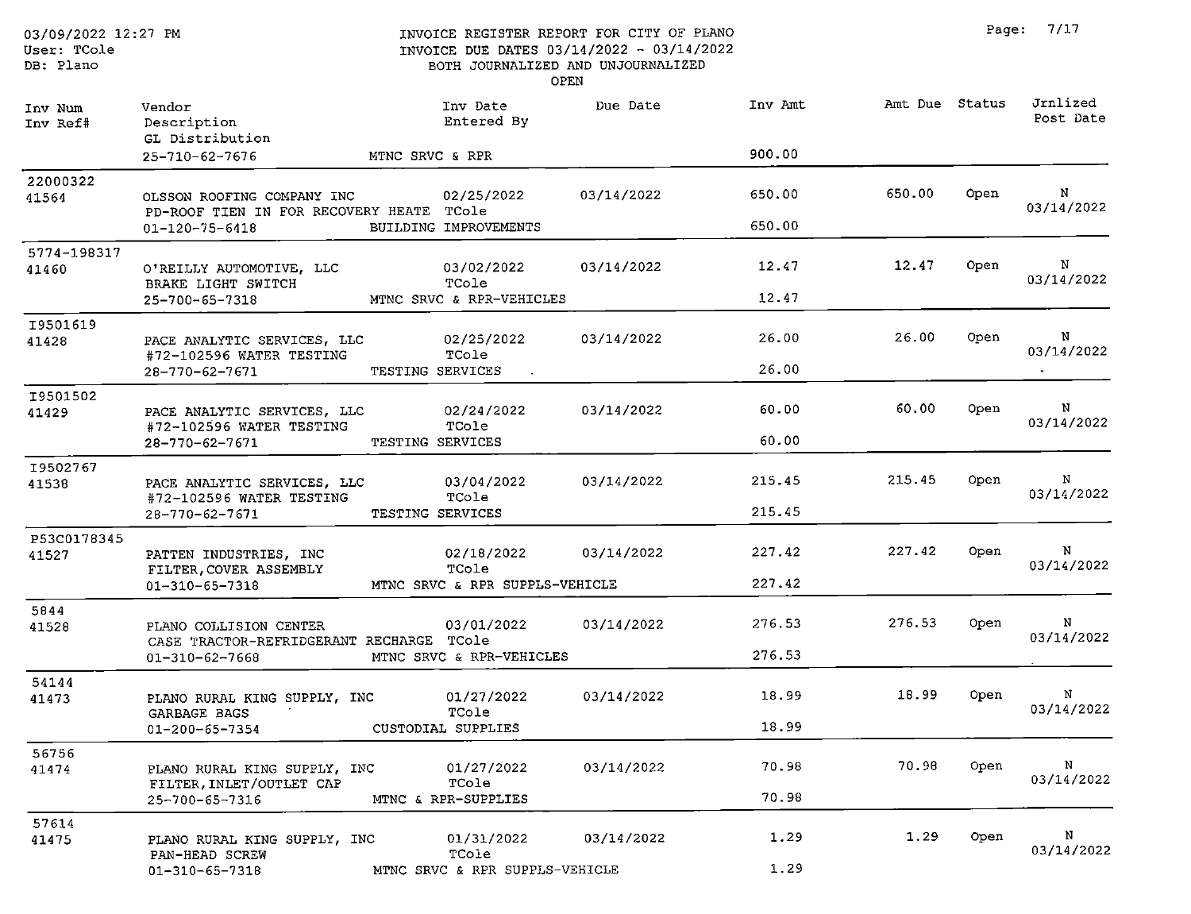INVOICE REGISTER REPORT FOR CITY OF PLANO
INVOICE DUE DATES 03/14/2022 - 03/14/2022
BOTH JOURNALIZED AND UNJOURNALIZED
OPEN

| Inv Num / Inv Ref# | Vendor / Description / GL Distribution | Inv Date / Entered By | Due Date | Inv Amt | Amt Due | Status | Jrnlized / Post Date |
|---|---|---|---|---|---|---|---|
| | 25-710-62-7676 MTNC SRVC & RPR | | | 900.00 | | | |
| 22000322 / 41564 | OLSSON ROOFING COMPANY INC | 02/25/2022 | 03/14/2022 | 650.00 | 650.00 | Open | N 03/14/2022 |
| | PD-ROOF TIEN IN FOR RECOVERY HEATE | TCole | | | | | |
| | 01-120-75-6418 BUILDING IMPROVEMENTS | | | 650.00 | | | |
| 5774-198317 / 41460 | O'REILLY AUTOMOTIVE, LLC | 03/02/2022 | 03/14/2022 | 12.47 | 12.47 | Open | N 03/14/2022 |
| | BRAKE LIGHT SWITCH | TCole | | | | | |
| | 25-700-65-7318 MTNC SRVC & RPR-VEHICLES | | | 12.47 | | | |
| I9501619 / 41428 | PACE ANALYTIC SERVICES, LLC | 02/25/2022 | 03/14/2022 | 26.00 | 26.00 | Open | N 03/14/2022 |
| | #72-102596 WATER TESTING | TCole | | | | | |
| | 28-770-62-7671 TESTING SERVICES | | | 26.00 | | | |
| I9501502 / 41429 | PACE ANALYTIC SERVICES, LLC | 02/24/2022 | 03/14/2022 | 60.00 | 60.00 | Open | N 03/14/2022 |
| | #72-102596 WATER TESTING | TCole | | | | | |
| | 28-770-62-7671 TESTING SERVICES | | | 60.00 | | | |
| I9502767 / 41538 | PACE ANALYTIC SERVICES, LLC | 03/04/2022 | 03/14/2022 | 215.45 | 215.45 | Open | N 03/14/2022 |
| | #72-102596 WATER TESTING | TCole | | | | | |
| | 28-770-62-7671 TESTING SERVICES | | | 215.45 | | | |
| P53C0178345 / 41527 | PATTEN INDUSTRIES, INC | 02/18/2022 | 03/14/2022 | 227.42 | 227.42 | Open | N 03/14/2022 |
| | FILTER,COVER ASSEMBLY | TCole | | | | | |
| | 01-310-65-7318 MTNC SRVC & RPR SUPPLS-VEHICLE | | | 227.42 | | | |
| 5844 / 41528 | PLANO COLLISION CENTER | 03/01/2022 | 03/14/2022 | 276.53 | 276.53 | Open | N 03/14/2022 |
| | CASE TRACTOR-REFRIDGERANT RECHARGE | TCole | | | | | |
| | 01-310-62-7668 MTNC SRVC & RPR-VEHICLES | | | 276.53 | | | |
| 54144 / 41473 | PLANO RURAL KING SUPPLY, INC | 01/27/2022 | 03/14/2022 | 18.99 | 18.99 | Open | N 03/14/2022 |
| | GARBAGE BAGS | TCole | | | | | |
| | 01-200-65-7354 CUSTODIAL SUPPLIES | | | 18.99 | | | |
| 56756 / 41474 | PLANO RURAL KING SUPPLY, INC | 01/27/2022 | 03/14/2022 | 70.98 | 70.98 | Open | N 03/14/2022 |
| | FILTER,INLET/OUTLET CAP | TCole | | | | | |
| | 25-700-65-7316 MTNC & RPR-SUPPLIES | | | 70.98 | | | |
| 57614 / 41475 | PLANO RURAL KING SUPPLY, INC | 01/31/2022 | 03/14/2022 | 1.29 | 1.29 | Open | N 03/14/2022 |
| | PAN-HEAD SCREW | TCole | | | | | |
| | 01-310-65-7318 MTNC SRVC & RPR SUPPLS-VEHICLE | | | 1.29 | | | |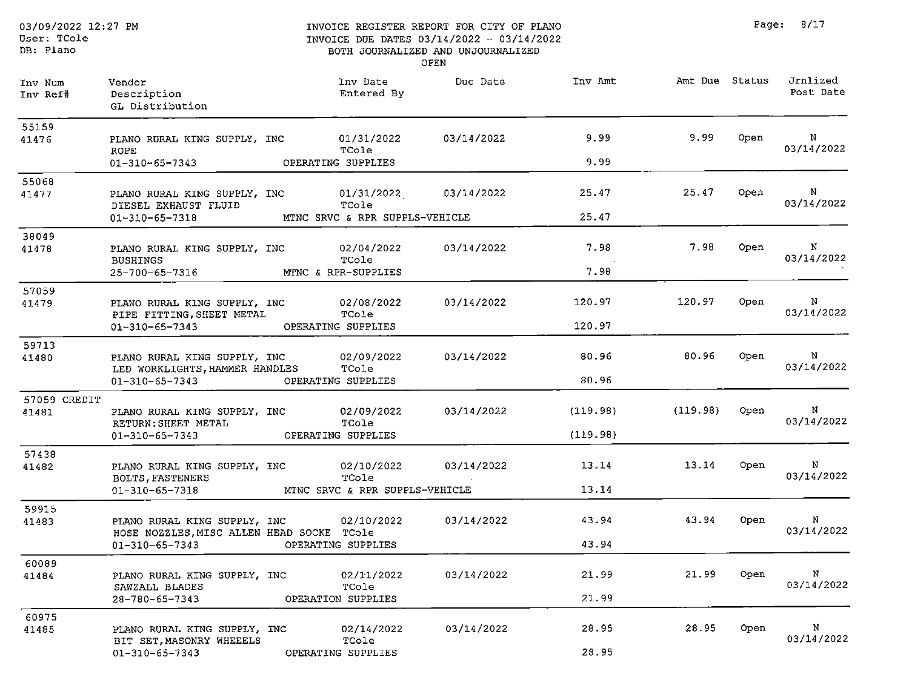03/09/2022 12:27 PM
User: TCole
DB: Plano

# INVOICE REGISTER REPORT FOR CITY OF PLANO

INVOICE DUE DATES 03/14/2022 - 03/14/2022
BOTH JOURNALIZED AND UNJOURNALIZED
OPEN

| Inv Num<br>Inv Ref# | Vendor<br>Description<br>GL Distribution | Inv Date<br>Entered By | Due Date | Inv Amt | Amt Due | Status | Jrnlized<br>Post Date |
|---|---|---|---|---|---|---|---|
| 55159<br>41476 | PLANO RURAL KING SUPPLY, INC<br>ROPE<br>01-310-65-7343 OPERATING SUPPLIES | 01/31/2022<br>TCole | 03/14/2022 | 9.99<br>9.99 | 9.99 | Open | N<br>03/14/2022 |
| 55068<br>41477 | PLANO RURAL KING SUPPLY, INC<br>DIESEL EXHAUST FLUID<br>01-310-65-7318 MTNC SRVC & RPR SUPPLS-VEHICLE | 01/31/2022<br>TCole | 03/14/2022 | 25.47<br>25.47 | 25.47 | Open | N<br>03/14/2022 |
| 38049<br>41478 | PLANO RURAL KING SUPPLY, INC<br>BUSHINGS<br>25-700-65-7316 MTNC & RPR-SUPPLIES | 02/04/2022<br>TCole | 03/14/2022 | 7.98<br>7.98 | 7.98 | Open | N<br>03/14/2022 |
| 57059<br>41479 | PLANO RURAL KING SUPPLY, INC<br>PIPE FITTING,SHEET METAL<br>01-310-65-7343 OPERATING SUPPLIES | 02/08/2022<br>TCole | 03/14/2022 | 120.97<br>120.97 | 120.97 | Open | N<br>03/14/2022 |
| 59713<br>41480 | PLANO RURAL KING SUPPLY, INC<br>LED WORKLIGHTS,HAMMER HANDLES<br>01-310-65-7343 OPERATING SUPPLIES | 02/09/2022<br>TCole | 03/14/2022 | 80.96<br>80.96 | 80.96 | Open | N<br>03/14/2022 |
| 57059 CREDIT<br>41481 | PLANO RURAL KING SUPPLY, INC<br>RETURN:SHEET METAL<br>01-310-65-7343 OPERATING SUPPLIES | 02/09/2022<br>TCole | 03/14/2022 | (119.98)<br>(119.98) | (119.98) | Open | N<br>03/14/2022 |
| 57438<br>41482 | PLANO RURAL KING SUPPLY, INC<br>BOLTS,FASTENERS<br>01-310-65-7318 MTNC SRVC & RPR SUPPLS-VEHICLE | 02/10/2022<br>TCole | 03/14/2022 | 13.14<br>13.14 | 13.14 | Open | N<br>03/14/2022 |
| 59915<br>41483 | PLANO RURAL KING SUPPLY, INC<br>HOSE NOZZLES,MISC ALLEN HEAD SOCKE<br>01-310-65-7343 OPERATING SUPPLIES | 02/10/2022<br>TCole | 03/14/2022 | 43.94<br>43.94 | 43.94 | Open | N<br>03/14/2022 |
| 60089<br>41484 | PLANO RURAL KING SUPPLY, INC<br>SAWZALL BLADES<br>28-780-65-7343 OPERATION SUPPLIES | 02/11/2022<br>TCole | 03/14/2022 | 21.99<br>21.99 | 21.99 | Open | N<br>03/14/2022 |
| 60975<br>41485 | PLANO RURAL KING SUPPLY, INC<br>BIT SET,MASONRY WHEEELS<br>01-310-65-7343 OPERATING SUPPLIES | 02/14/2022<br>TCole | 03/14/2022 | 28.95<br>28.95 | 28.95 | Open | N<br>03/14/2022 |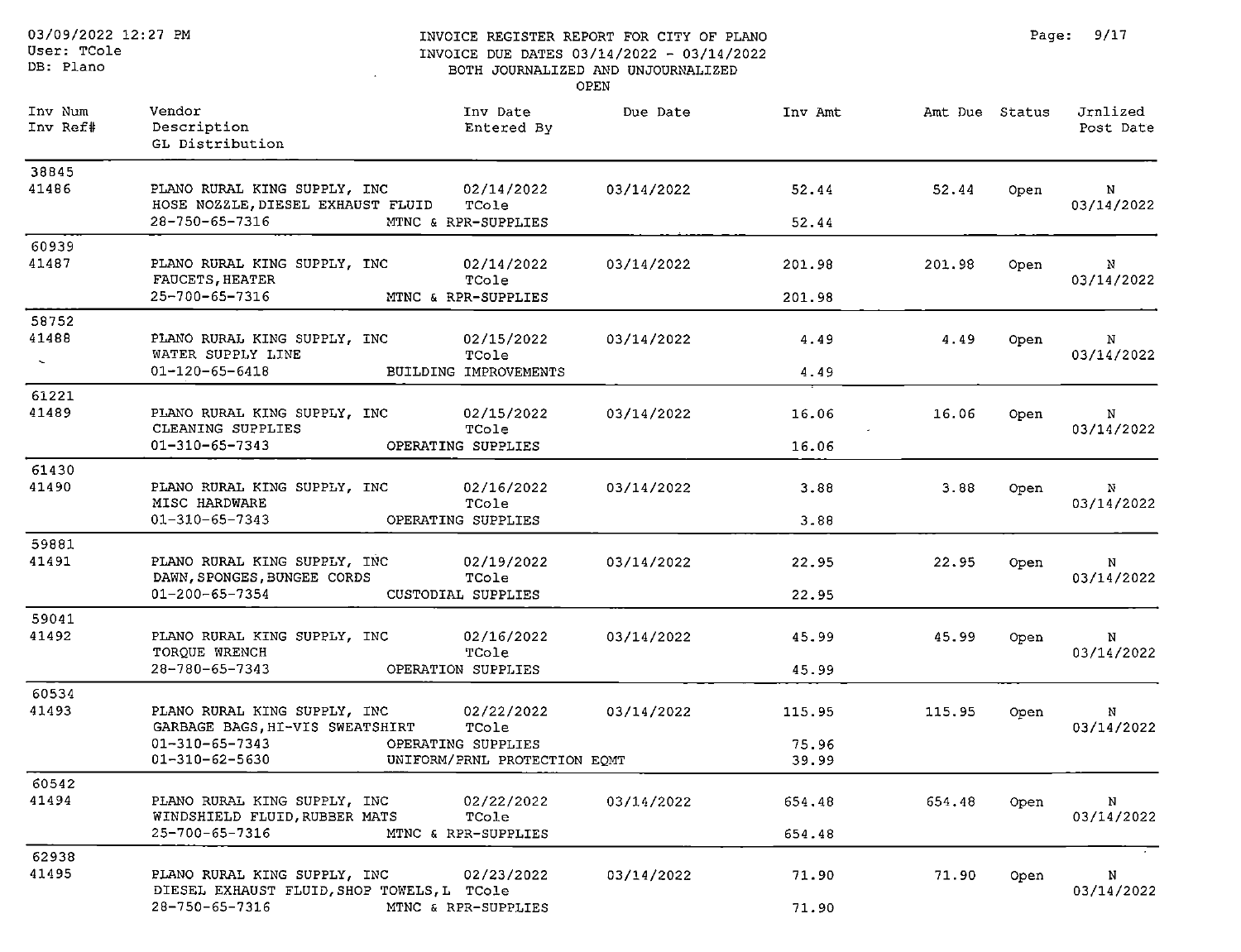# INVOICE REGISTER REPORT FOR CITY OF PLANO

INVOICE DUE DATES 03/14/2022 - 03/14/2022
BOTH JOURNALIZED AND UNJOURNALIZED
OPEN

03/09/2022 12:27 PM
User: TCole
DB: Plano

| Inv Num<br>Inv Ref# | Vendor<br>Description<br>GL Distribution | | Inv Date<br>Entered By | Due Date | Inv Amt | Amt Due | Status | Jrnlized<br>Post Date |
|---|---|---|---|---|---|---|---|---|
| 38845<br>41486 | PLANO RURAL KING SUPPLY, INC<br>HOSE NOZZLE, DIESEL EXHAUST FLUID | | 02/14/2022<br>TCole | 03/14/2022 | 52.44 | 52.44 | Open | N<br>03/14/2022 |
| | 28-750-65-7316 | MTNC & RPR-SUPPLIES | | | 52.44 | | | |
| 60939<br>41487 | PLANO RURAL KING SUPPLY, INC<br>FAUCETS, HEATER | | 02/14/2022<br>TCole | 03/14/2022 | 201.98 | 201.98 | Open | N<br>03/14/2022 |
| | 25-700-65-7316 | MTNC & RPR-SUPPLIES | | | 201.98 | | | |
| 58752<br>41488 | PLANO RURAL KING SUPPLY, INC<br>WATER SUPPLY LINE | | 02/15/2022<br>TCole | 03/14/2022 | 4.49 | 4.49 | Open | N<br>03/14/2022 |
| | 01-120-65-6418 | BUILDING IMPROVEMENTS | | | 4.49 | | | |
| 61221<br>41489 | PLANO RURAL KING SUPPLY, INC<br>CLEANING SUPPLIES | | 02/15/2022<br>TCole | 03/14/2022 | 16.06 | 16.06 | Open | N<br>03/14/2022 |
| | 01-310-65-7343 | OPERATING SUPPLIES | | | 16.06 | | | |
| 61430<br>41490 | PLANO RURAL KING SUPPLY, INC<br>MISC HARDWARE | | 02/16/2022<br>TCole | 03/14/2022 | 3.88 | 3.88 | Open | N<br>03/14/2022 |
| | 01-310-65-7343 | OPERATING SUPPLIES | | | 3.88 | | | |
| 59881<br>41491 | PLANO RURAL KING SUPPLY, INC<br>DAWN, SPONGES, BUNGEE CORDS | | 02/19/2022<br>TCole | 03/14/2022 | 22.95 | 22.95 | Open | N<br>03/14/2022 |
| | 01-200-65-7354 | CUSTODIAL SUPPLIES | | | 22.95 | | | |
| 59041<br>41492 | PLANO RURAL KING SUPPLY, INC<br>TORQUE WRENCH | | 02/16/2022<br>TCole | 03/14/2022 | 45.99 | 45.99 | Open | N<br>03/14/2022 |
| | 28-780-65-7343 | OPERATION SUPPLIES | | | 45.99 | | | |
| 60534<br>41493 | PLANO RURAL KING SUPPLY, INC<br>GARBAGE BAGS, HI-VIS SWEATSHIRT | | 02/22/2022<br>TCole | 03/14/2022 | 115.95 | 115.95 | Open | N<br>03/14/2022 |
| | 01-310-65-7343 | OPERATING SUPPLIES | | | 75.96 | | | |
| | 01-310-62-5630 | UNIFORM/PRNL PROTECTION EQMT | | | 39.99 | | | |
| 60542<br>41494 | PLANO RURAL KING SUPPLY, INC<br>WINDSHIELD FLUID, RUBBER MATS | | 02/22/2022<br>TCole | 03/14/2022 | 654.48 | 654.48 | Open | N<br>03/14/2022 |
| | 25-700-65-7316 | MTNC & RPR-SUPPLIES | | | 654.48 | | | |
| 62938<br>41495 | PLANO RURAL KING SUPPLY, INC<br>DIESEL EXHAUST FLUID, SHOP TOWELS, L | | 02/23/2022<br>TCole | 03/14/2022 | 71.90 | 71.90 | Open | N<br>03/14/2022 |
| | 28-750-65-7316 | MTNC & RPR-SUPPLIES | | | 71.90 | | | |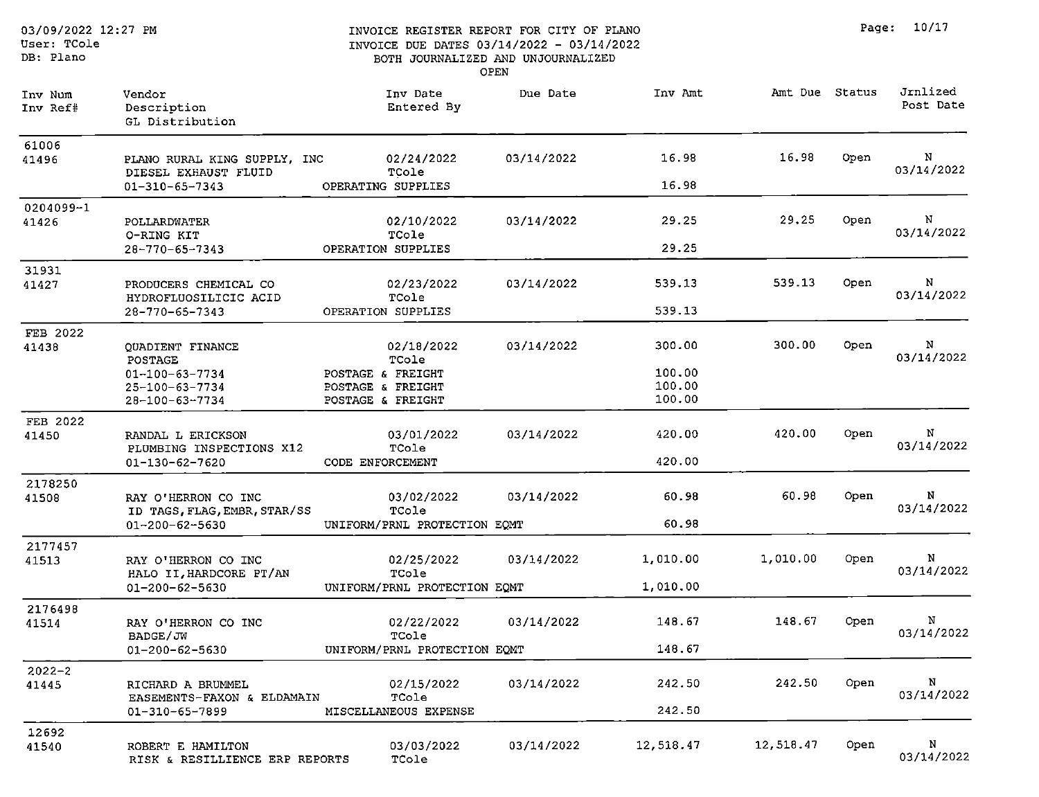INVOICE REGISTER REPORT FOR CITY OF PLANO
INVOICE DUE DATES 03/14/2022 - 03/14/2022
BOTH JOURNALIZED AND UNJOURNALIZED
OPEN

| Inv Num<br>Inv Ref# | Vendor<br>Description<br>GL Distribution | Inv Date<br>Entered By | Due Date | Inv Amt | Amt Due | Status | Jrnlized<br>Post Date |
|---|---|---|---|---|---|---|---|
| 61006<br>41496 | PLANO RURAL KING SUPPLY, INC<br>DIESEL EXHAUST FLUID<br>01-310-65-7343 | 02/24/2022<br>TCole<br>OPERATING SUPPLIES | 03/14/2022 | 16.98<br><br>16.98 | 16.98 | Open | N<br>03/14/2022 |
| 0204099-1<br>41426 | POLLARDWATER<br>O-RING KIT<br>28-770-65-7343 | 02/10/2022<br>TCole<br>OPERATION SUPPLIES | 03/14/2022 | 29.25<br><br>29.25 | 29.25 | Open | N<br>03/14/2022 |
| 31931<br>41427 | PRODUCERS CHEMICAL CO<br>HYDROFLUOSILICIC ACID<br>28-770-65-7343 | 02/23/2022<br>TCole<br>OPERATION SUPPLIES | 03/14/2022 | 539.13<br><br>539.13 | 539.13 | Open | N<br>03/14/2022 |
| FEB 2022<br>41438 | QUADIENT FINANCE<br>POSTAGE<br>01-100-63-7734<br>25-100-63-7734<br>28-100-63-7734 | 02/18/2022<br>TCole<br>POSTAGE & FREIGHT<br>POSTAGE & FREIGHT<br>POSTAGE & FREIGHT | 03/14/2022 | 300.00<br><br>100.00<br>100.00<br>100.00 | 300.00 | Open | N<br>03/14/2022 |
| FEB 2022<br>41450 | RANDAL L ERICKSON<br>PLUMBING INSPECTIONS X12<br>01-130-62-7620 | 03/01/2022<br>TCole<br>CODE ENFORCEMENT | 03/14/2022 | 420.00<br><br>420.00 | 420.00 | Open | N<br>03/14/2022 |
| 2178250<br>41508 | RAY O'HERRON CO INC<br>ID TAGS,FLAG,EMBR,STAR/SS<br>01-200-62-5630 | 03/02/2022<br>TCole<br>UNIFORM/PRNL PROTECTION EQMT | 03/14/2022 | 60.98<br><br>60.98 | 60.98 | Open | N<br>03/14/2022 |
| 2177457<br>41513 | RAY O'HERRON CO INC<br>HALO II,HARDCORE PT/AN<br>01-200-62-5630 | 02/25/2022<br>TCole<br>UNIFORM/PRNL PROTECTION EQMT | 03/14/2022 | 1,010.00<br><br>1,010.00 | 1,010.00 | Open | N<br>03/14/2022 |
| 2176498<br>41514 | RAY O'HERRON CO INC<br>BADGE/JW<br>01-200-62-5630 | 02/22/2022<br>TCole<br>UNIFORM/PRNL PROTECTION EQMT | 03/14/2022 | 148.67<br><br>148.67 | 148.67 | Open | N<br>03/14/2022 |
| 2022-2<br>41445 | RICHARD A BRUMMEL<br>EASEMENTS-FAXON & ELDAMAIN<br>01-310-65-7899 | 02/15/2022<br>TCole<br>MISCELLANEOUS EXPENSE | 03/14/2022 | 242.50<br><br>242.50 | 242.50 | Open | N<br>03/14/2022 |
| 12692<br>41540 | ROBERT E HAMILTON<br>RISK & RESILLIENCE ERP REPORTS | 03/03/2022<br>TCole | 03/14/2022 | 12,518.47 | 12,518.47 | Open | N<br>03/14/2022 |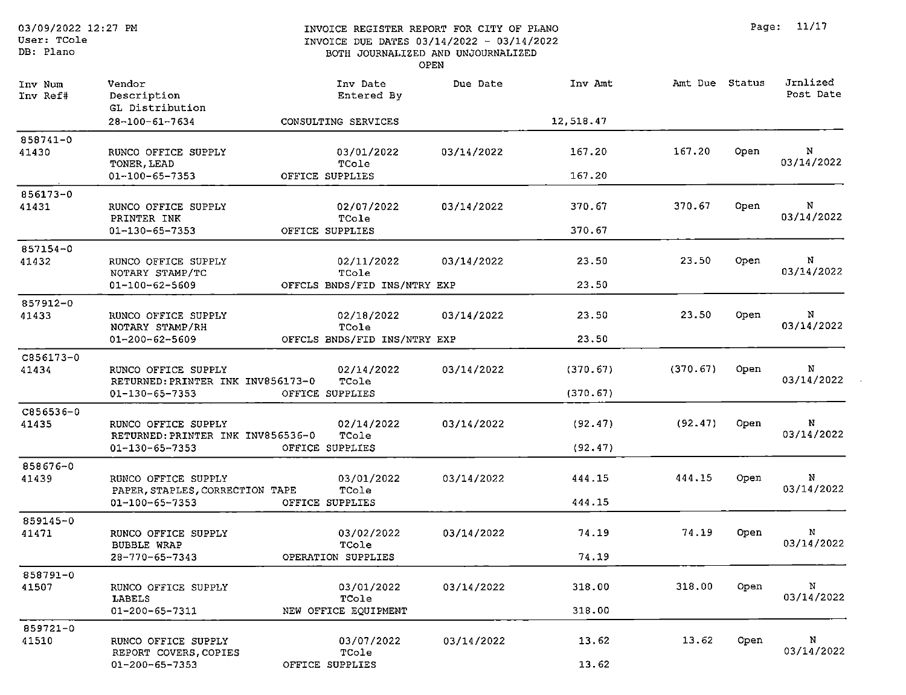03/09/2022 12:27 PM
User: TCole
DB: Plano

# INVOICE REGISTER REPORT FOR CITY OF PLANO
INVOICE DUE DATES 03/14/2022 - 03/14/2022
BOTH JOURNALIZED AND UNJOURNALIZED
OPEN

| Inv Num / Inv Ref# | Vendor / Description / GL Distribution | | Inv Date / Entered By | Due Date | Inv Amt | Amt Due | Status | Jrnlized / Post Date |
|---|---|---|---|---|---|---|---|---|
| | 28-100-61-7634 | CONSULTING SERVICES | | | 12,518.47 | | | |
| 858741-0 / 41430 | RUNCO OFFICE SUPPLY / TONER, LEAD | | 03/01/2022 / TCole | 03/14/2022 | 167.20 | 167.20 | Open | N / 03/14/2022 |
| | 01-100-65-7353 | OFFICE SUPPLIES | | | 167.20 | | | |
| 856173-0 / 41431 | RUNCO OFFICE SUPPLY / PRINTER INK | | 02/07/2022 / TCole | 03/14/2022 | 370.67 | 370.67 | Open | N / 03/14/2022 |
| | 01-130-65-7353 | OFFICE SUPPLIES | | | 370.67 | | | |
| 857154-0 / 41432 | RUNCO OFFICE SUPPLY / NOTARY STAMP/TC | | 02/11/2022 / TCole | 03/14/2022 | 23.50 | 23.50 | Open | N / 03/14/2022 |
| | 01-100-62-5609 | OFFCLS BNDS/FID INS/NTRY EXP | | | 23.50 | | | |
| 857912-0 / 41433 | RUNCO OFFICE SUPPLY / NOTARY STAMP/RH | | 02/18/2022 / TCole | 03/14/2022 | 23.50 | 23.50 | Open | N / 03/14/2022 |
| | 01-200-62-5609 | OFFCLS BNDS/FID INS/NTRY EXP | | | 23.50 | | | |
| C856173-0 / 41434 | RUNCO OFFICE SUPPLY / RETURNED:PRINTER INK INV856173-0 | | 02/14/2022 / TCole | 03/14/2022 | (370.67) | (370.67) | Open | N / 03/14/2022 |
| | 01-130-65-7353 | OFFICE SUPPLIES | | | (370.67) | | | |
| C856536-0 / 41435 | RUNCO OFFICE SUPPLY / RETURNED:PRINTER INK INV856536-0 | | 02/14/2022 / TCole | 03/14/2022 | (92.47) | (92.47) | Open | N / 03/14/2022 |
| | 01-130-65-7353 | OFFICE SUPPLIES | | | (92.47) | | | |
| 858676-0 / 41439 | RUNCO OFFICE SUPPLY / PAPER, STAPLES, CORRECTION TAPE | | 03/01/2022 / TCole | 03/14/2022 | 444.15 | 444.15 | Open | N / 03/14/2022 |
| | 01-100-65-7353 | OFFICE SUPPLIES | | | 444.15 | | | |
| 859145-0 / 41471 | RUNCO OFFICE SUPPLY / BUBBLE WRAP | | 03/02/2022 / TCole | 03/14/2022 | 74.19 | 74.19 | Open | N / 03/14/2022 |
| | 28-770-65-7343 | OPERATION SUPPLIES | | | 74.19 | | | |
| 858791-0 / 41507 | RUNCO OFFICE SUPPLY / LABELS | | 03/01/2022 / TCole | 03/14/2022 | 318.00 | 318.00 | Open | N / 03/14/2022 |
| | 01-200-65-7311 | NEW OFFICE EQUIPMENT | | | 318.00 | | | |
| 859721-0 / 41510 | RUNCO OFFICE SUPPLY / REPORT COVERS, COPIES | | 03/07/2022 / TCole | 03/14/2022 | 13.62 | 13.62 | Open | N / 03/14/2022 |
| | 01-200-65-7353 | OFFICE SUPPLIES | | | 13.62 | | | |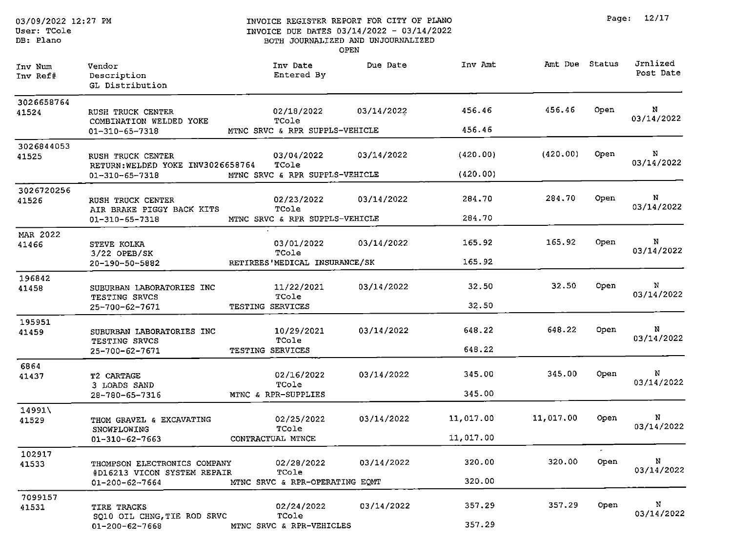INVOICE REGISTER REPORT FOR CITY OF PLANO
INVOICE DUE DATES 03/14/2022 - 03/14/2022
BOTH JOURNALIZED AND UNJOURNALIZED
OPEN

03/09/2022 12:27 PM
User: TCole
DB: Plano

| Inv Num / Inv Ref# | Vendor / Description / GL Distribution | Inv Date / Entered By | Due Date | Inv Amt | Amt Due | Status | Jrnlized / Post Date |
|---|---|---|---|---|---|---|---|
| 3026658764 / 41524 | RUSH TRUCK CENTER / COMBINATION WELDED YOKE / 01-310-65-7318 | 02/18/2022 / TCole | 03/14/2022 | 456.46 | 456.46 | Open | N / 03/14/2022 |
| | MTNC SRVC & RPR SUPPLS-VEHICLE | | | 456.46 | | | |
| 3026844053 / 41525 | RUSH TRUCK CENTER / RETURN:WELDED YOKE INV3026658764 / 01-310-65-7318 | 03/04/2022 / TCole | 03/14/2022 | (420.00) | (420.00) | Open | N / 03/14/2022 |
| | MTNC SRVC & RPR SUPPLS-VEHICLE | | | (420.00) | | | |
| 3026720256 / 41526 | RUSH TRUCK CENTER / AIR BRAKE PIGGY BACK KITS / 01-310-65-7318 | 02/23/2022 / TCole | 03/14/2022 | 284.70 | 284.70 | Open | N / 03/14/2022 |
| | MTNC SRVC & RPR SUPPLS-VEHICLE | | | 284.70 | | | |
| MAR 2022 / 41466 | STEVE KOLKA / 3/22 OPEB/SK / 20-190-50-5882 | 03/01/2022 / TCole | 03/14/2022 | 165.92 | 165.92 | Open | N / 03/14/2022 |
| | RETIREES'MEDICAL INSURANCE/SK | | | 165.92 | | | |
| 196842 / 41458 | SUBURBAN LABORATORIES INC / TESTING SRVCS / 25-700-62-7671 | 11/22/2021 / TCole | 03/14/2022 | 32.50 | 32.50 | Open | N / 03/14/2022 |
| | TESTING SERVICES | | | 32.50 | | | |
| 195951 / 41459 | SUBURBAN LABORATORIES INC / TESTING SRVCS / 25-700-62-7671 | 10/29/2021 / TCole | 03/14/2022 | 648.22 | 648.22 | Open | N / 03/14/2022 |
| | TESTING SERVICES | | | 648.22 | | | |
| 6864 / 41437 | T2 CARTAGE / 3 LOADS SAND / 28-780-65-7316 | 02/16/2022 / TCole | 03/14/2022 | 345.00 | 345.00 | Open | N / 03/14/2022 |
| | MTNC & RPR-SUPPLIES | | | 345.00 | | | |
| 14991\ / 41529 | THOM GRAVEL & EXCAVATING / SNOWPLOWING / 01-310-62-7663 | 02/25/2022 / TCole | 03/14/2022 | 11,017.00 | 11,017.00 | Open | N / 03/14/2022 |
| | CONTRACTUAL MTNCE | | | 11,017.00 | | | |
| 102917 / 41533 | THOMPSON ELECTRONICS COMPANY / #D16213 VICON SYSTEM REPAIR / 01-200-62-7664 | 02/28/2022 / TCole | 03/14/2022 | 320.00 | 320.00 | Open | N / 03/14/2022 |
| | MTNC SRVC & RPR-OPERATING EQMT | | | 320.00 | | | |
| 7099157 / 41531 | TIRE TRACKS / SQ10 OIL CHNG,TIE ROD SRVC / 01-200-62-7668 | 02/24/2022 / TCole | 03/14/2022 | 357.29 | 357.29 | Open | N / 03/14/2022 |
| | MTNC SRVC & RPR-VEHICLES | | | 357.29 | | | |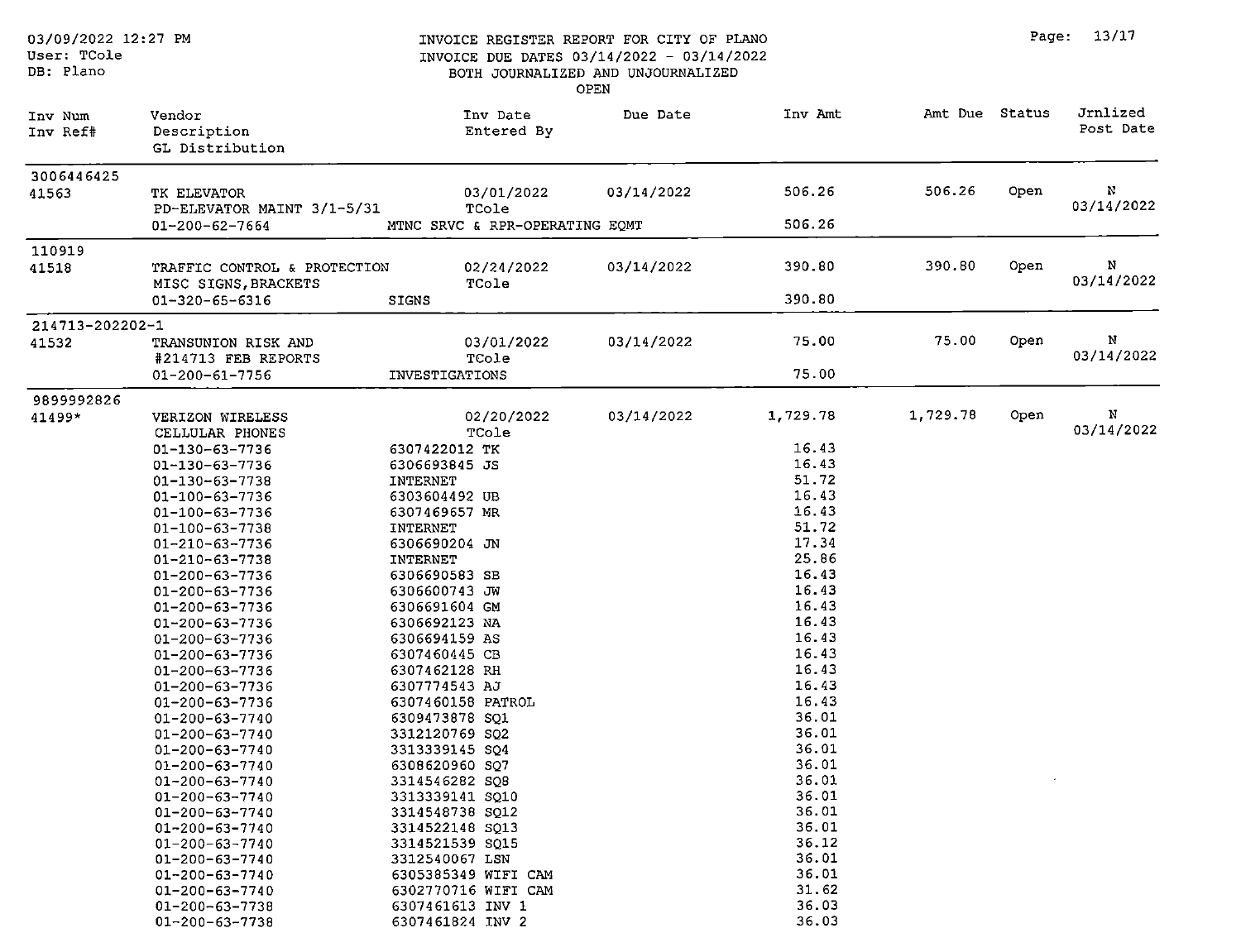INVOICE REGISTER REPORT FOR CITY OF PLANO
INVOICE DUE DATES 03/14/2022 - 03/14/2022
BOTH JOURNALIZED AND UNJOURNALIZED
OPEN

03/09/2022 12:27 PM
User: TCole
DB: Plano

| Inv Num / Inv Ref# | Vendor / Description / GL Distribution | | Inv Date / Entered By | Due Date | Inv Amt | Amt Due | Status | Jrnlized / Post Date |
|---|---|---|---|---|---|---|---|---|
| 3006446425 | | | | | | | | |
| 41563 | TK ELEVATOR | | 03/01/2022 | 03/14/2022 | 506.26 | 506.26 | Open | N |
| | PD-ELEVATOR MAINT 3/1-5/31 | | TCole | | | | | 03/14/2022 |
| | 01-200-62-7664 | MTNC SRVC & RPR-OPERATING EQMT | | | 506.26 | | | |
| 110919 | | | | | | | | |
| 41518 | TRAFFIC CONTROL & PROTECTION | | 02/24/2022 | 03/14/2022 | 390.80 | 390.80 | Open | N |
| | MISC SIGNS,BRACKETS | | TCole | | | | | 03/14/2022 |
| | 01-320-65-6316 | SIGNS | | | 390.80 | | | |
| 214713-202202-1 | | | | | | | | |
| 41532 | TRANSUNION RISK AND | | 03/01/2022 | 03/14/2022 | 75.00 | 75.00 | Open | N |
| | #214713 FEB REPORTS | | TCole | | | | | 03/14/2022 |
| | 01-200-61-7756 | INVESTIGATIONS | | | 75.00 | | | |
| 9899992826 | | | | | | | | |
| 41499* | VERIZON WIRELESS | | 02/20/2022 | 03/14/2022 | 1,729.78 | 1,729.78 | Open | N |
| | CELLULAR PHONES | | TCole | | | | | 03/14/2022 |
| | 01-130-63-7736 | 6307422012 TK | | | 16.43 | | | |
| | 01-130-63-7736 | 6306693845 JS | | | 16.43 | | | |
| | 01-130-63-7738 | INTERNET | | | 51.72 | | | |
| | 01-100-63-7736 | 6303604492 UB | | | 16.43 | | | |
| | 01-100-63-7736 | 6307469657 MR | | | 16.43 | | | |
| | 01-100-63-7738 | INTERNET | | | 51.72 | | | |
| | 01-210-63-7736 | 6306690204 JN | | | 17.34 | | | |
| | 01-210-63-7738 | INTERNET | | | 25.86 | | | |
| | 01-200-63-7736 | 6306690583 SB | | | 16.43 | | | |
| | 01-200-63-7736 | 6306600743 JW | | | 16.43 | | | |
| | 01-200-63-7736 | 6306691604 GM | | | 16.43 | | | |
| | 01-200-63-7736 | 6306692123 NA | | | 16.43 | | | |
| | 01-200-63-7736 | 6306694159 AS | | | 16.43 | | | |
| | 01-200-63-7736 | 6307460445 CB | | | 16.43 | | | |
| | 01-200-63-7736 | 6307462128 RH | | | 16.43 | | | |
| | 01-200-63-7736 | 6307774543 AJ | | | 16.43 | | | |
| | 01-200-63-7736 | 6307460158 PATROL | | | 16.43 | | | |
| | 01-200-63-7740 | 6309473878 SQ1 | | | 36.01 | | | |
| | 01-200-63-7740 | 3312120769 SQ2 | | | 36.01 | | | |
| | 01-200-63-7740 | 3313339145 SQ4 | | | 36.01 | | | |
| | 01-200-63-7740 | 6308620960 SQ7 | | | 36.01 | | | |
| | 01-200-63-7740 | 3314546282 SQ8 | | | 36.01 | | | |
| | 01-200-63-7740 | 3313339141 SQ10 | | | 36.01 | | | |
| | 01-200-63-7740 | 3314548738 SQ12 | | | 36.01 | | | |
| | 01-200-63-7740 | 3314522148 SQ13 | | | 36.01 | | | |
| | 01-200-63-7740 | 3314521539 SQ15 | | | 36.12 | | | |
| | 01-200-63-7740 | 3312540067 LSN | | | 36.01 | | | |
| | 01-200-63-7740 | 6305385349 WIFI CAM | | | 36.01 | | | |
| | 01-200-63-7740 | 6302770716 WIFI CAM | | | 31.62 | | | |
| | 01-200-63-7738 | 6307461613 INV 1 | | | 36.03 | | | |
| | 01-200-63-7738 | 6307461824 INV 2 | | | 36.03 | | | |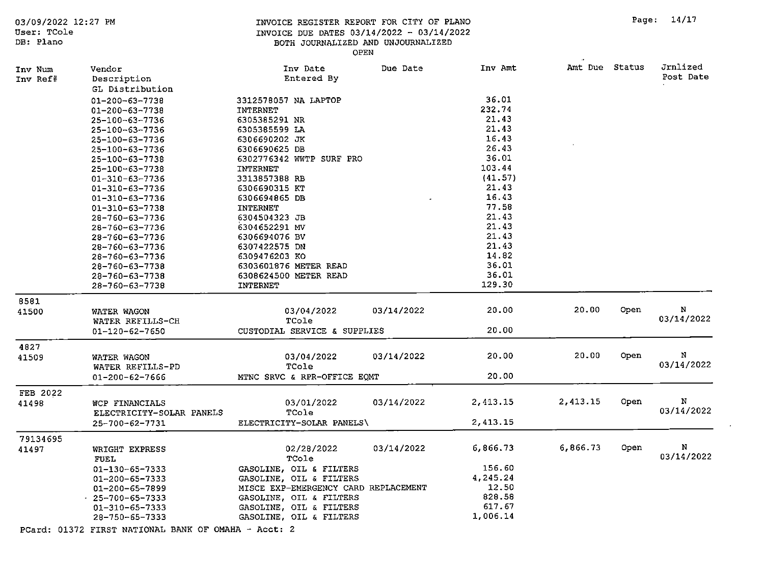INVOICE REGISTER REPORT FOR CITY OF PLANO
INVOICE DUE DATES 03/14/2022 - 03/14/2022
BOTH JOURNALIZED AND UNJOURNALIZED
OPEN

| Inv Num / Inv Ref# | Vendor / Description / GL Distribution | Inv Date / Entered By | Due Date | Inv Amt | Amt Due | Status | Jrnlized / Post Date |
|---|---|---|---|---|---|---|---|
| | 01-200-63-7738 | 3312578057 NA LAPTOP | | 36.01 | | | |
| | 01-200-63-7738 | INTERNET | | 232.74 | | | |
| | 25-100-63-7736 | 6305385291 NR | | 21.43 | | | |
| | 25-100-63-7736 | 6305385599 LA | | 21.43 | | | |
| | 25-100-63-7736 | 6306690202 JK | | 16.43 | | | |
| | 25-100-63-7736 | 6306690625 DB | | 26.43 | | | |
| | 25-100-63-7738 | 6302776342 WWTP SURF PRO | | 36.01 | | | |
| | 25-100-63-7738 | INTERNET | | 103.44 | | | |
| | 01-310-63-7736 | 3313857388 RB | | (41.57) | | | |
| | 01-310-63-7736 | 6306690315 KT | | 21.43 | | | |
| | 01-310-63-7736 | 6306694865 DB | | 16.43 | | | |
| | 01-310-63-7738 | INTERNET | | 77.58 | | | |
| | 28-760-63-7736 | 6304504323 JB | | 21.43 | | | |
| | 28-760-63-7736 | 6304652291 MV | | 21.43 | | | |
| | 28-760-63-7736 | 6306694076 BV | | 21.43 | | | |
| | 28-760-63-7736 | 6307422575 DN | | 21.43 | | | |
| | 28-760-63-7736 | 6309476203 KO | | 14.82 | | | |
| | 28-760-63-7738 | 6303601876 METER READ | | 36.01 | | | |
| | 28-760-63-7738 | 6308624500 METER READ | | 36.01 | | | |
| | 28-760-63-7738 | INTERNET | | 129.30 | | | |
| 8581 | | | | | | | |
| 41500 | WATER WAGON | 03/04/2022 | 03/14/2022 | 20.00 | 20.00 | Open | N |
| | WATER REFILLS-CH | TCole | | | | | 03/14/2022 |
| | 01-120-62-7650 | CUSTODIAL SERVICE & SUPPLIES | | 20.00 | | | |
| 4827 | | | | | | | |
| 41509 | WATER WAGON | 03/04/2022 | 03/14/2022 | 20.00 | 20.00 | Open | N |
| | WATER REFILLS-PD | TCole | | | | | 03/14/2022 |
| | 01-200-62-7666 | MTNC SRVC & RPR-OFFICE EQMT | | 20.00 | | | |
| FEB 2022 | | | | | | | |
| 41498 | WCP FINANCIALS | 03/01/2022 | 03/14/2022 | 2,413.15 | 2,413.15 | Open | N |
| | ELECTRICITY-SOLAR PANELS | TCole | | | | | 03/14/2022 |
| | 25-700-62-7731 | ELECTRICITY-SOLAR PANELS\ | | 2,413.15 | | | |
| 79134695 | | | | | | | |
| 41497 | WRIGHT EXPRESS | 02/28/2022 | 03/14/2022 | 6,866.73 | 6,866.73 | Open | N |
| | FUEL | TCole | | | | | 03/14/2022 |
| | 01-130-65-7333 | GASOLINE, OIL & FILTERS | | 156.60 | | | |
| | 01-200-65-7333 | GASOLINE, OIL & FILTERS | | 4,245.24 | | | |
| | 01-200-65-7899 | MISCE EXP-EMERGENCY CARD REPLACEMENT | | 12.50 | | | |
| | 25-700-65-7333 | GASOLINE, OIL & FILTERS | | 828.58 | | | |
| | 01-310-65-7333 | GASOLINE, OIL & FILTERS | | 617.67 | | | |
| | 28-750-65-7333 | GASOLINE, OIL & FILTERS | | 1,006.14 | | | |

PCard: 01372 FIRST NATIONAL BANK OF OMAHA - Acct: 2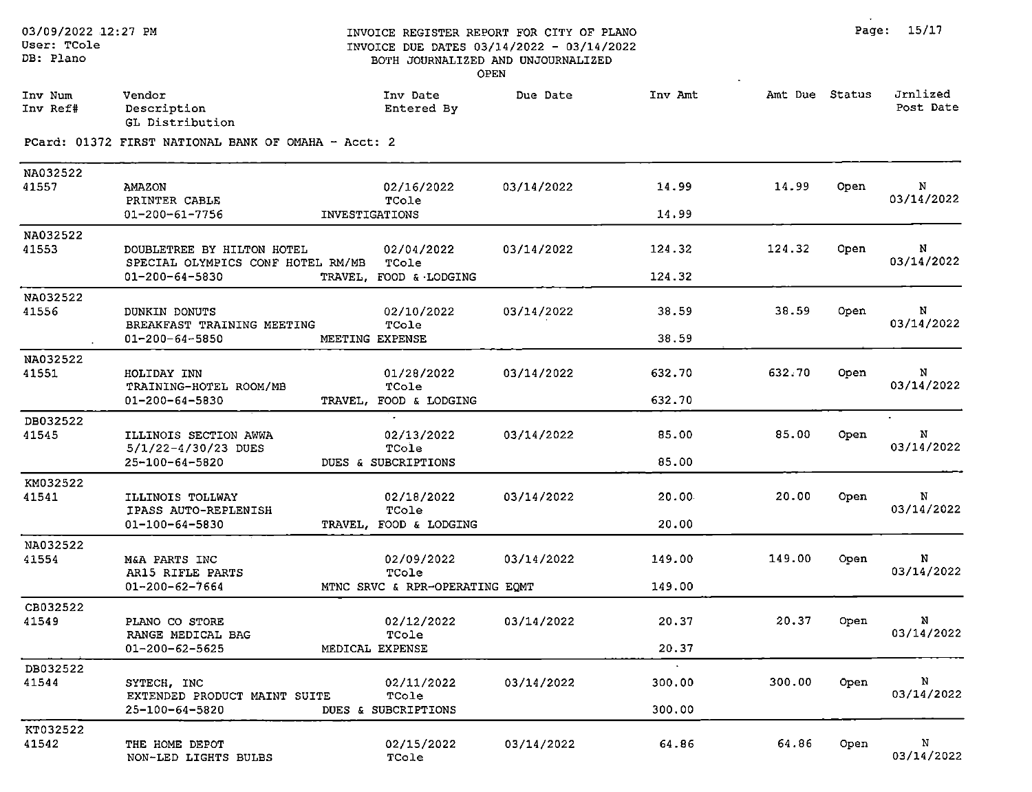INVOICE REGISTER REPORT FOR CITY OF PLANO
INVOICE DUE DATES 03/14/2022 - 03/14/2022
BOTH JOURNALIZED AND UNJOURNALIZED
OPEN

03/09/2022 12:27 PM
User: TCole
DB: Plano

| Inv Num / Inv Ref# | Vendor / Description / GL Distribution | Inv Date / Entered By | Due Date | Inv Amt | Amt Due | Status | Jrnlized / Post Date |
|---|---|---|---|---|---|---|---|
| **PCard: 01372 FIRST NATIONAL BANK OF OMAHA - Acct: 2** | | | | | | | |
| NA032522 | | | | | | | |
| 41557 | AMAZON | 02/16/2022 | 03/14/2022 | 14.99 | 14.99 | Open | N |
| | PRINTER CABLE | TCole | | | | | 03/14/2022 |
| | 01-200-61-7756 | INVESTIGATIONS | | 14.99 | | | |
| NA032522 | | | | | | | |
| 41553 | DOUBLETREE BY HILTON HOTEL | 02/04/2022 | 03/14/2022 | 124.32 | 124.32 | Open | N |
| | SPECIAL OLYMPICS CONF HOTEL RM/MB | TCole | | | | | 03/14/2022 |
| | 01-200-64-5830 | TRAVEL, FOOD & LODGING | | 124.32 | | | |
| NA032522 | | | | | | | |
| 41556 | DUNKIN DONUTS | 02/10/2022 | 03/14/2022 | 38.59 | 38.59 | Open | N |
| | BREAKFAST TRAINING MEETING | TCole | | | | | 03/14/2022 |
| | 01-200-64-5850 | MEETING EXPENSE | | 38.59 | | | |
| NA032522 | | | | | | | |
| 41551 | HOLIDAY INN | 01/28/2022 | 03/14/2022 | 632.70 | 632.70 | Open | N |
| | TRAINING-HOTEL ROOM/MB | TCole | | | | | 03/14/2022 |
| | 01-200-64-5830 | TRAVEL, FOOD & LODGING | | 632.70 | | | |
| DB032522 | | | | | | | |
| 41545 | ILLINOIS SECTION AWWA | 02/13/2022 | 03/14/2022 | 85.00 | 85.00 | Open | N |
| | 5/1/22-4/30/23 DUES | TCole | | | | | 03/14/2022 |
| | 25-100-64-5820 | DUES & SUBCRIPTIONS | | 85.00 | | | |
| KM032522 | | | | | | | |
| 41541 | ILLINOIS TOLLWAY | 02/18/2022 | 03/14/2022 | 20.00 | 20.00 | Open | N |
| | IPASS AUTO-REPLENISH | TCole | | | | | 03/14/2022 |
| | 01-100-64-5830 | TRAVEL, FOOD & LODGING | | 20.00 | | | |
| NA032522 | | | | | | | |
| 41554 | M&A PARTS INC | 02/09/2022 | 03/14/2022 | 149.00 | 149.00 | Open | N |
| | AR15 RIFLE PARTS | TCole | | | | | 03/14/2022 |
| | 01-200-62-7664 | MTNC SRVC & RPR-OPERATING EQMT | | 149.00 | | | |
| CB032522 | | | | | | | |
| 41549 | PLANO CO STORE | 02/12/2022 | 03/14/2022 | 20.37 | 20.37 | Open | N |
| | RANGE MEDICAL BAG | TCole | | | | | 03/14/2022 |
| | 01-200-62-5625 | MEDICAL EXPENSE | | 20.37 | | | |
| DB032522 | | | | | | | |
| 41544 | SYTECH, INC | 02/11/2022 | 03/14/2022 | 300.00 | 300.00 | Open | N |
| | EXTENDED PRODUCT MAINT SUITE | TCole | | | | | 03/14/2022 |
| | 25-100-64-5820 | DUES & SUBCRIPTIONS | | 300.00 | | | |
| KT032522 | | | | | | | |
| 41542 | THE HOME DEPOT | 02/15/2022 | 03/14/2022 | 64.86 | 64.86 | Open | N |
| | NON-LED LIGHTS BULBS | TCole | | | | | 03/14/2022 |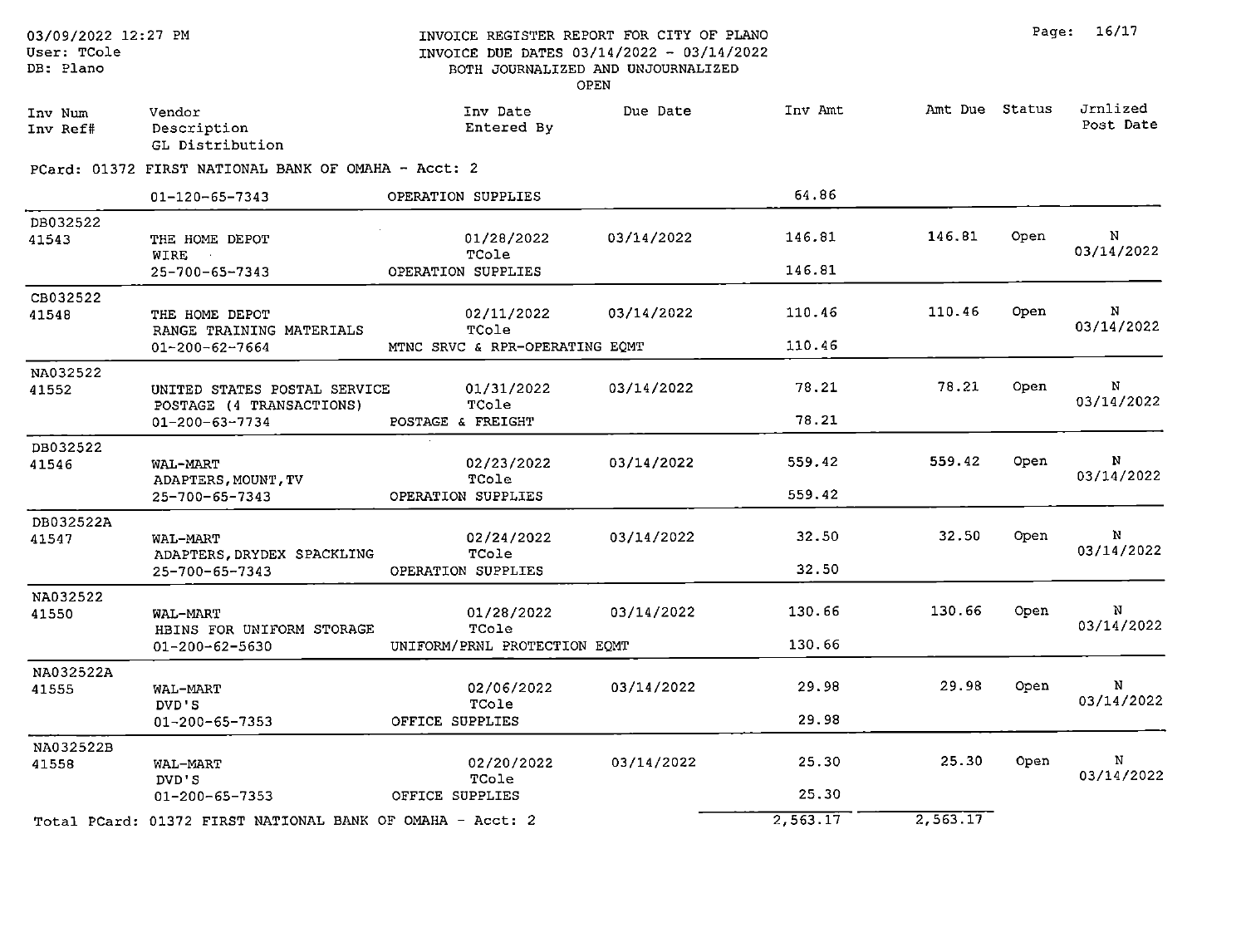03/09/2022 12:27 PM
User: TCole
DB: Plano

INVOICE REGISTER REPORT FOR CITY OF PLANO
INVOICE DUE DATES 03/14/2022 - 03/14/2022
BOTH JOURNALIZED AND UNJOURNALIZED
OPEN

| Inv Num / Inv Ref# | Vendor / Description / GL Distribution | Inv Date / Entered By | Due Date | Inv Amt | Amt Due | Status | Jrnlized / Post Date |
|---|---|---|---|---|---|---|---|
| PCard: 01372 FIRST NATIONAL BANK OF OMAHA - Acct: 2 | | | | | | | |
| | 01-120-65-7343 | OPERATION SUPPLIES | | 64.86 | | | |
| DB032522 / 41543 | THE HOME DEPOT / WIRE | 01/28/2022 / TCole | 03/14/2022 | 146.81 | 146.81 | Open | N / 03/14/2022 |
| | 25-700-65-7343 | OPERATION SUPPLIES | | 146.81 | | | |
| CB032522 / 41548 | THE HOME DEPOT / RANGE TRAINING MATERIALS | 02/11/2022 / TCole | 03/14/2022 | 110.46 | 110.46 | Open | N / 03/14/2022 |
| | 01-200-62-7664 | MTNC SRVC & RPR-OPERATING EQMT | | 110.46 | | | |
| NA032522 / 41552 | UNITED STATES POSTAL SERVICE / POSTAGE (4 TRANSACTIONS) | 01/31/2022 / TCole | 03/14/2022 | 78.21 | 78.21 | Open | N / 03/14/2022 |
| | 01-200-63-7734 | POSTAGE & FREIGHT | | 78.21 | | | |
| DB032522 / 41546 | WAL-MART / ADAPTERS,MOUNT,TV | 02/23/2022 / TCole | 03/14/2022 | 559.42 | 559.42 | Open | N / 03/14/2022 |
| | 25-700-65-7343 | OPERATION SUPPLIES | | 559.42 | | | |
| DB032522A / 41547 | WAL-MART / ADAPTERS,DRYDEX SPACKLING | 02/24/2022 / TCole | 03/14/2022 | 32.50 | 32.50 | Open | N / 03/14/2022 |
| | 25-700-65-7343 | OPERATION SUPPLIES | | 32.50 | | | |
| NA032522 / 41550 | WAL-MART / HBINS FOR UNIFORM STORAGE | 01/28/2022 / TCole | 03/14/2022 | 130.66 | 130.66 | Open | N / 03/14/2022 |
| | 01-200-62-5630 | UNIFORM/PRNL PROTECTION EQMT | | 130.66 | | | |
| NA032522A / 41555 | WAL-MART / DVD'S | 02/06/2022 / TCole | 03/14/2022 | 29.98 | 29.98 | Open | N / 03/14/2022 |
| | 01-200-65-7353 | OFFICE SUPPLIES | | 29.98 | | | |
| NA032522B / 41558 | WAL-MART / DVD'S | 02/20/2022 / TCole | 03/14/2022 | 25.30 | 25.30 | Open | N / 03/14/2022 |
| | 01-200-65-7353 | OFFICE SUPPLIES | | 25.30 | | | |
| Total PCard: 01372 FIRST NATIONAL BANK OF OMAHA - Acct: 2 | | | | 2,563.17 | 2,563.17 | | |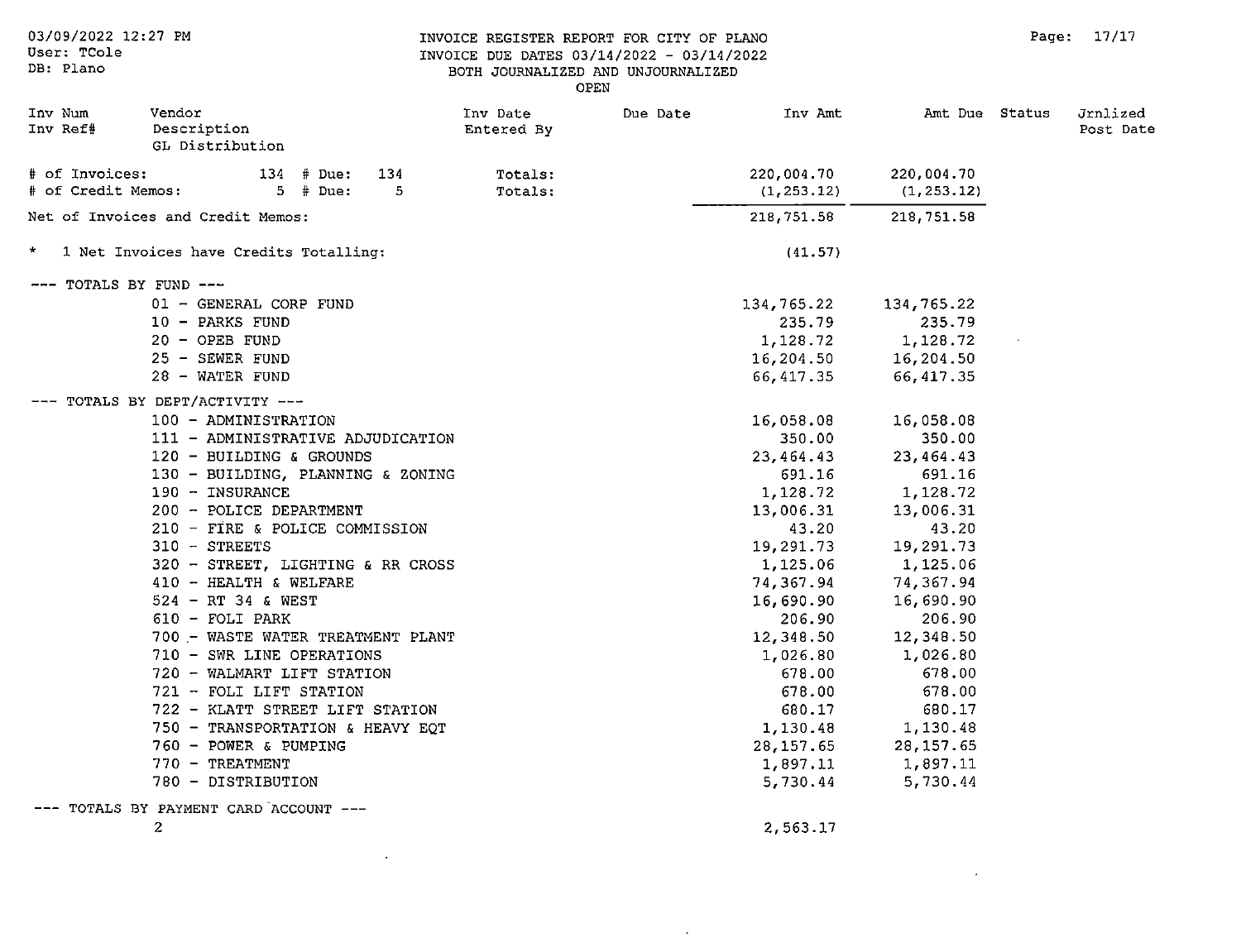03/09/2022 12:27 PM
User: TCole
DB: Plano

# INVOICE REGISTER REPORT FOR CITY OF PLANO

INVOICE DUE DATES 03/14/2022 - 03/14/2022
BOTH JOURNALIZED AND UNJOURNALIZED
OPEN

| Inv Num / Inv Ref# | Vendor / Description / GL Distribution | Inv Date / Entered By | Due Date | Inv Amt | Amt Due | Status | Jrnlized / Post Date |
|---|---|---|---|---|---|---|---|
| # of Invoices: | 134 # Due: 134 | Totals: | | 220,004.70 | 220,004.70 | | |
| # of Credit Memos: | 5 # Due: 5 | Totals: | | (1,253.12) | (1,253.12) | | |
| Net of Invoices and Credit Memos: | | | | 218,751.58 | 218,751.58 | | |
| * 1 Net Invoices have Credits Totalling: | | | | (41.57) | | | |
| --- TOTALS BY FUND --- | | | | | | | |
| | 01 - GENERAL CORP FUND | | | 134,765.22 | 134,765.22 | | |
| | 10 - PARKS FUND | | | 235.79 | 235.79 | | |
| | 20 - OPEB FUND | | | 1,128.72 | 1,128.72 | | |
| | 25 - SEWER FUND | | | 16,204.50 | 16,204.50 | | |
| | 28 - WATER FUND | | | 66,417.35 | 66,417.35 | | |
| --- TOTALS BY DEPT/ACTIVITY --- | | | | | | | |
| | 100 - ADMINISTRATION | | | 16,058.08 | 16,058.08 | | |
| | 111 - ADMINISTRATIVE ADJUDICATION | | | 350.00 | 350.00 | | |
| | 120 - BUILDING & GROUNDS | | | 23,464.43 | 23,464.43 | | |
| | 130 - BUILDING, PLANNING & ZONING | | | 691.16 | 691.16 | | |
| | 190 - INSURANCE | | | 1,128.72 | 1,128.72 | | |
| | 200 - POLICE DEPARTMENT | | | 13,006.31 | 13,006.31 | | |
| | 210 - FIRE & POLICE COMMISSION | | | 43.20 | 43.20 | | |
| | 310 - STREETS | | | 19,291.73 | 19,291.73 | | |
| | 320 - STREET, LIGHTING & RR CROSS | | | 1,125.06 | 1,125.06 | | |
| | 410 - HEALTH & WELFARE | | | 74,367.94 | 74,367.94 | | |
| | 524 - RT 34 & WEST | | | 16,690.90 | 16,690.90 | | |
| | 610 - FOLI PARK | | | 206.90 | 206.90 | | |
| | 700 - WASTE WATER TREATMENT PLANT | | | 12,348.50 | 12,348.50 | | |
| | 710 - SWR LINE OPERATIONS | | | 1,026.80 | 1,026.80 | | |
| | 720 - WALMART LIFT STATION | | | 678.00 | 678.00 | | |
| | 721 - FOLI LIFT STATION | | | 678.00 | 678.00 | | |
| | 722 - KLATT STREET LIFT STATION | | | 680.17 | 680.17 | | |
| | 750 - TRANSPORTATION & HEAVY EQT | | | 1,130.48 | 1,130.48 | | |
| | 760 - POWER & PUMPING | | | 28,157.65 | 28,157.65 | | |
| | 770 - TREATMENT | | | 1,897.11 | 1,897.11 | | |
| | 780 - DISTRIBUTION | | | 5,730.44 | 5,730.44 | | |
| --- TOTALS BY PAYMENT CARD ACCOUNT --- | | | | | | | |
| | 2 | | | 2,563.17 | | | |